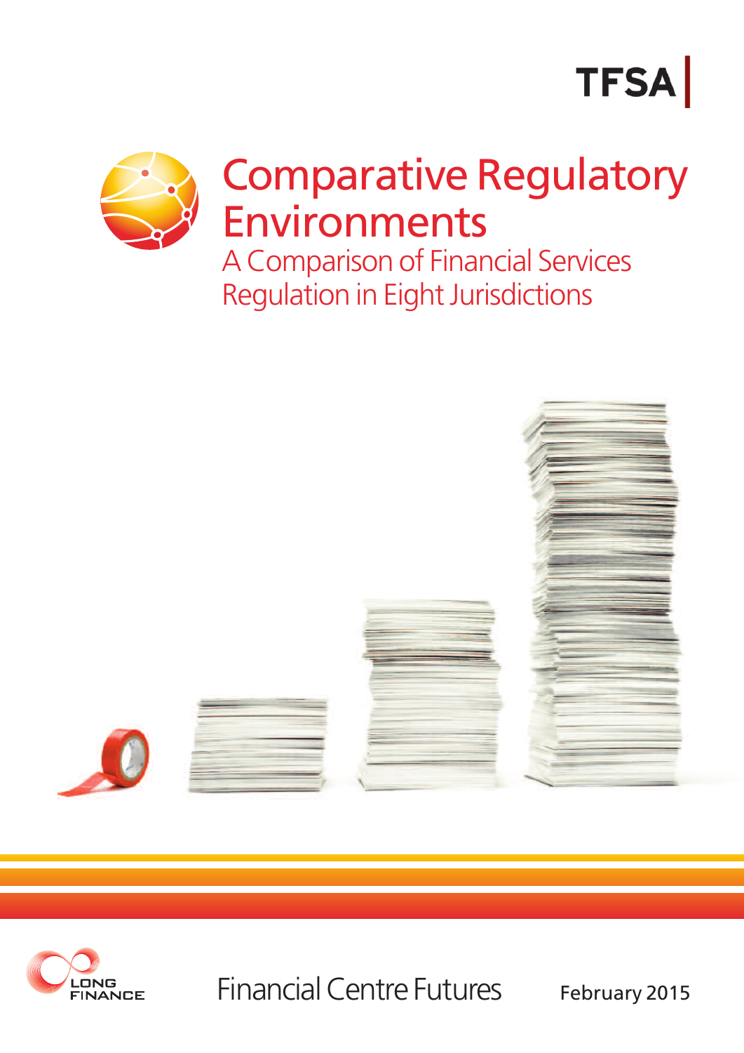TFSA

# Comparative Regulatory Environments

## A Comparison of Financial Services Regulation in Eight Jurisdictions

LONG FINANCE

Financial Centre Futures

February 2015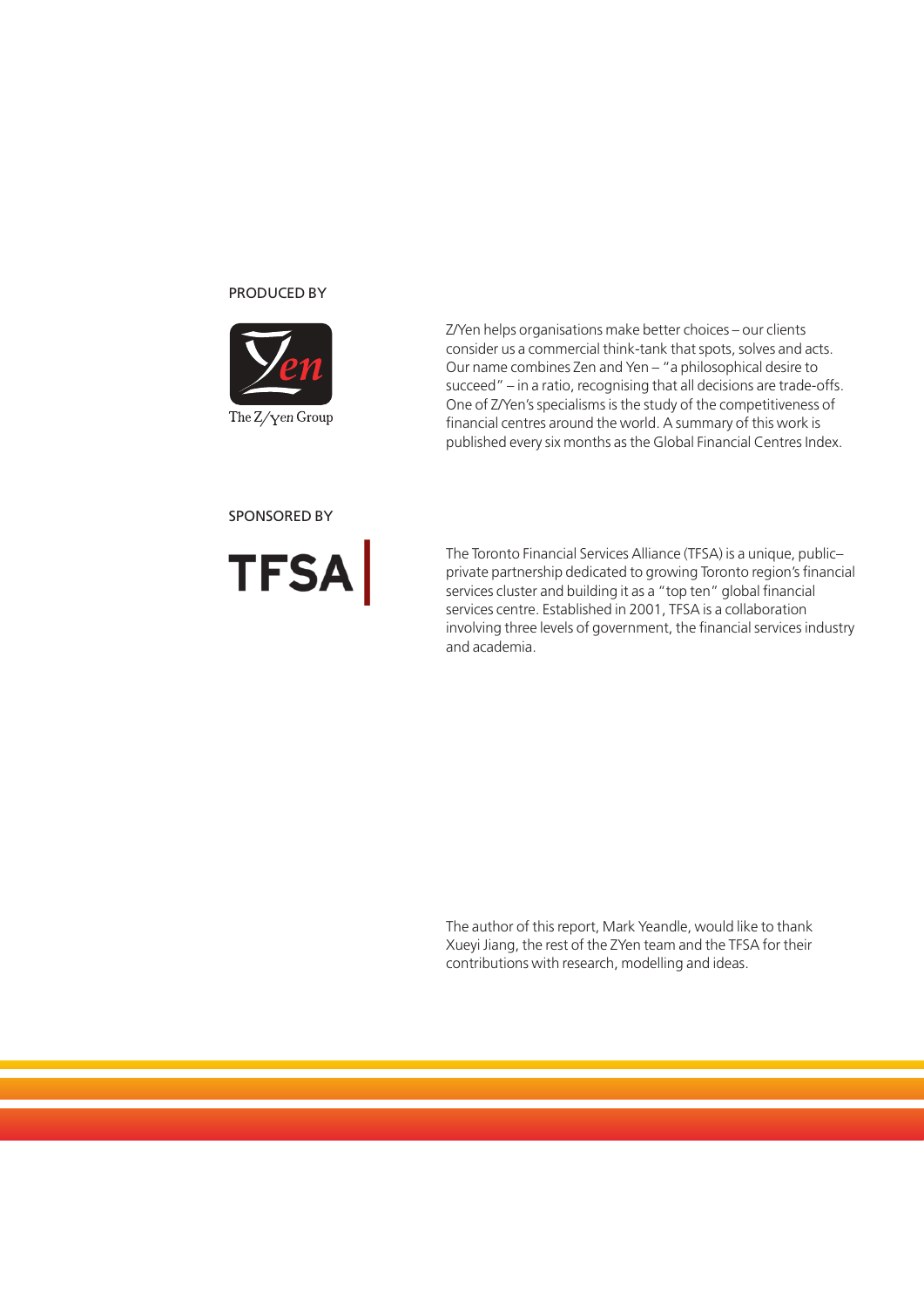PRODUCED BY

The Z/Yen Group

Z/Yen helps organisations make better choices – our clients consider us a commercial think-tank that spots, solves and acts. Our name combines Zen and Yen – "a philosophical desire to succeed" – in a ratio, recognising that all decisions are trade-offs. One of Z/Yen's specialisms is the study of the competitiveness of financial centres around the world. A summary of this work is published every six months as the Global Financial Centres Index.

SPONSORED BY

TFSA

The Toronto Financial Services Alliance (TFSA) is a unique, public–private partnership dedicated to growing Toronto region's financial services cluster and building it as a "top ten" global financial services centre. Established in 2001, TFSA is a collaboration involving three levels of government, the financial services industry and academia.

The author of this report, Mark Yeandle, would like to thank Xueyi Jiang, the rest of the ZYen team and the TFSA for their contributions with research, modelling and ideas.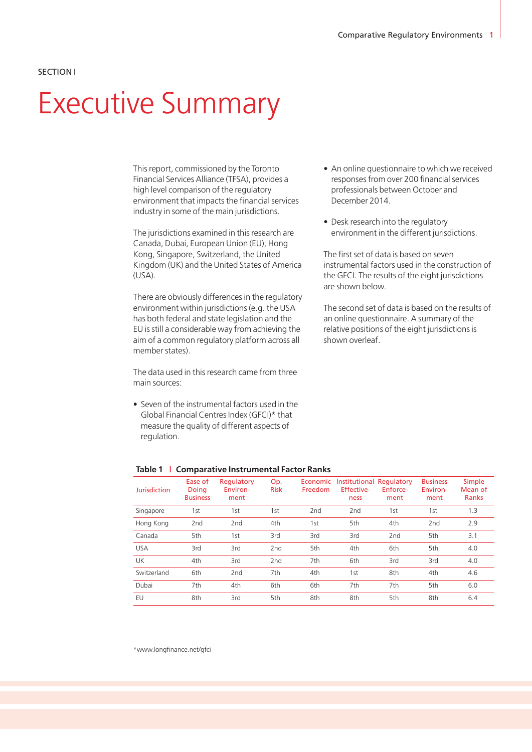SECTION I

# Executive Summary

This report, commissioned by the Toronto Financial Services Alliance (TFSA), provides a high level comparison of the regulatory environment that impacts the financial services industry in some of the main jurisdictions.

The jurisdictions examined in this research are Canada, Dubai, European Union (EU), Hong Kong, Singapore, Switzerland, the United Kingdom (UK) and the United States of America (USA).

There are obviously differences in the regulatory environment within jurisdictions (e.g. the USA has both federal and state legislation and the EU is still a considerable way from achieving the aim of a common regulatory platform across all member states).

The data used in this research came from three main sources:

- Seven of the instrumental factors used in the Global Financial Centres Index (GFCI)* that measure the quality of different aspects of regulation.
- An online questionnaire to which we received responses from over 200 financial services professionals between October and December 2014.
- Desk research into the regulatory environment in the different jurisdictions.

The first set of data is based on seven instrumental factors used in the construction of the GFCI. The results of the eight jurisdictions are shown below.

The second set of data is based on the results of an online questionnaire. A summary of the relative positions of the eight jurisdictions is shown overleaf.

**Table 1 | Comparative Instrumental Factor Ranks**

| Jurisdiction | Ease of Doing Business | Regulatory Environment | Op. Risk | Economic Freedom | Institutional Effectiveness | Regulatory Enforcement | Business Environment | Simple Mean of Ranks |
|---|---|---|---|---|---|---|---|---|
| Singapore | 1st | 1st | 1st | 2nd | 2nd | 1st | 1st | 1.3 |
| Hong Kong | 2nd | 2nd | 4th | 1st | 5th | 4th | 2nd | 2.9 |
| Canada | 5th | 1st | 3rd | 3rd | 3rd | 2nd | 5th | 3.1 |
| USA | 3rd | 3rd | 2nd | 5th | 4th | 6th | 5th | 4.0 |
| UK | 4th | 3rd | 2nd | 7th | 6th | 3rd | 3rd | 4.0 |
| Switzerland | 6th | 2nd | 7th | 4th | 1st | 8th | 4th | 4.6 |
| Dubai | 7th | 4th | 6th | 6th | 7th | 7th | 5th | 6.0 |
| EU | 8th | 3rd | 5th | 8th | 8th | 5th | 8th | 6.4 |

*www.longfinance.net/gfci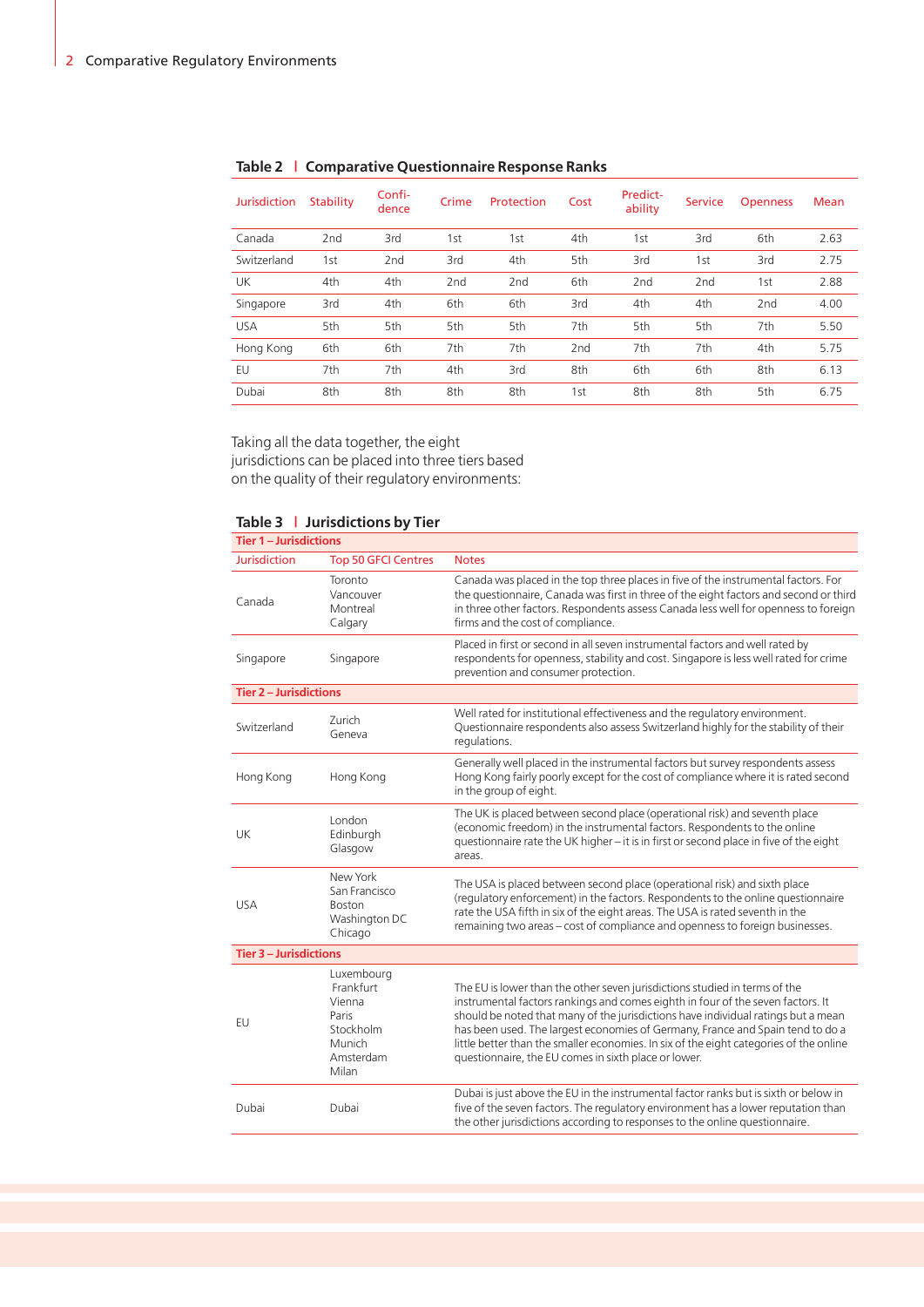## Table 2 | Comparative Questionnaire Response Ranks

| Jurisdiction | Stability | Confi-dence | Crime | Protection | Cost | Predict-ability | Service | Openness | Mean |
|---|---|---|---|---|---|---|---|---|---|
| Canada | 2nd | 3rd | 1st | 1st | 4th | 1st | 3rd | 6th | 2.63 |
| Switzerland | 1st | 2nd | 3rd | 4th | 5th | 3rd | 1st | 3rd | 2.75 |
| UK | 4th | 4th | 2nd | 2nd | 6th | 2nd | 2nd | 1st | 2.88 |
| Singapore | 3rd | 4th | 6th | 6th | 3rd | 4th | 4th | 2nd | 4.00 |
| USA | 5th | 5th | 5th | 5th | 7th | 5th | 5th | 7th | 5.50 |
| Hong Kong | 6th | 6th | 7th | 7th | 2nd | 7th | 7th | 4th | 5.75 |
| EU | 7th | 7th | 4th | 3rd | 8th | 6th | 6th | 8th | 6.13 |
| Dubai | 8th | 8th | 8th | 8th | 1st | 8th | 8th | 5th | 6.75 |

Taking all the data together, the eight jurisdictions can be placed into three tiers based on the quality of their regulatory environments:

## Table 3 | Jurisdictions by Tier

| Jurisdiction | Top 50 GFCI Centres | Notes |
|---|---|---|
| **Tier 1 – Jurisdictions** | | |
| Canada | Toronto<br>Vancouver<br>Montreal<br>Calgary | Canada was placed in the top three places in five of the instrumental factors. For the questionnaire, Canada was first in three of the eight factors and second or third in three other factors. Respondents assess Canada less well for openness to foreign firms and the cost of compliance. |
| Singapore | Singapore | Placed in first or second in all seven instrumental factors and well rated by respondents for openness, stability and cost. Singapore is less well rated for crime prevention and consumer protection. |
| **Tier 2 – Jurisdictions** | | |
| Switzerland | Zurich<br>Geneva | Well rated for institutional effectiveness and the regulatory environment. Questionnaire respondents also assess Switzerland highly for the stability of their regulations. |
| Hong Kong | Hong Kong | Generally well placed in the instrumental factors but survey respondents assess Hong Kong fairly poorly except for the cost of compliance where it is rated second in the group of eight. |
| UK | London<br>Edinburgh<br>Glasgow | The UK is placed between second place (operational risk) and seventh place (economic freedom) in the instrumental factors. Respondents to the online questionnaire rate the UK higher – it is in first or second place in five of the eight areas. |
| USA | New York<br>San Francisco<br>Boston<br>Washington DC<br>Chicago | The USA is placed between second place (operational risk) and sixth place (regulatory enforcement) in the factors. Respondents to the online questionnaire rate the USA fifth in six of the eight areas. The USA is rated seventh in the remaining two areas – cost of compliance and openness to foreign businesses. |
| **Tier 3 – Jurisdictions** | | |
| EU | Luxembourg<br>Frankfurt<br>Vienna<br>Paris<br>Stockholm<br>Munich<br>Amsterdam<br>Milan | The EU is lower than the other seven jurisdictions studied in terms of the instrumental factors rankings and comes eighth in four of the seven factors. It should be noted that many of the jurisdictions have individual ratings but a mean has been used. The largest economies of Germany, France and Spain tend to do a little better than the smaller economies. In six of the eight categories of the online questionnaire, the EU comes in sixth place or lower. |
| Dubai | Dubai | Dubai is just above the EU in the instrumental factor ranks but is sixth or below in five of the seven factors. The regulatory environment has a lower reputation than the other jurisdictions according to responses to the online questionnaire. |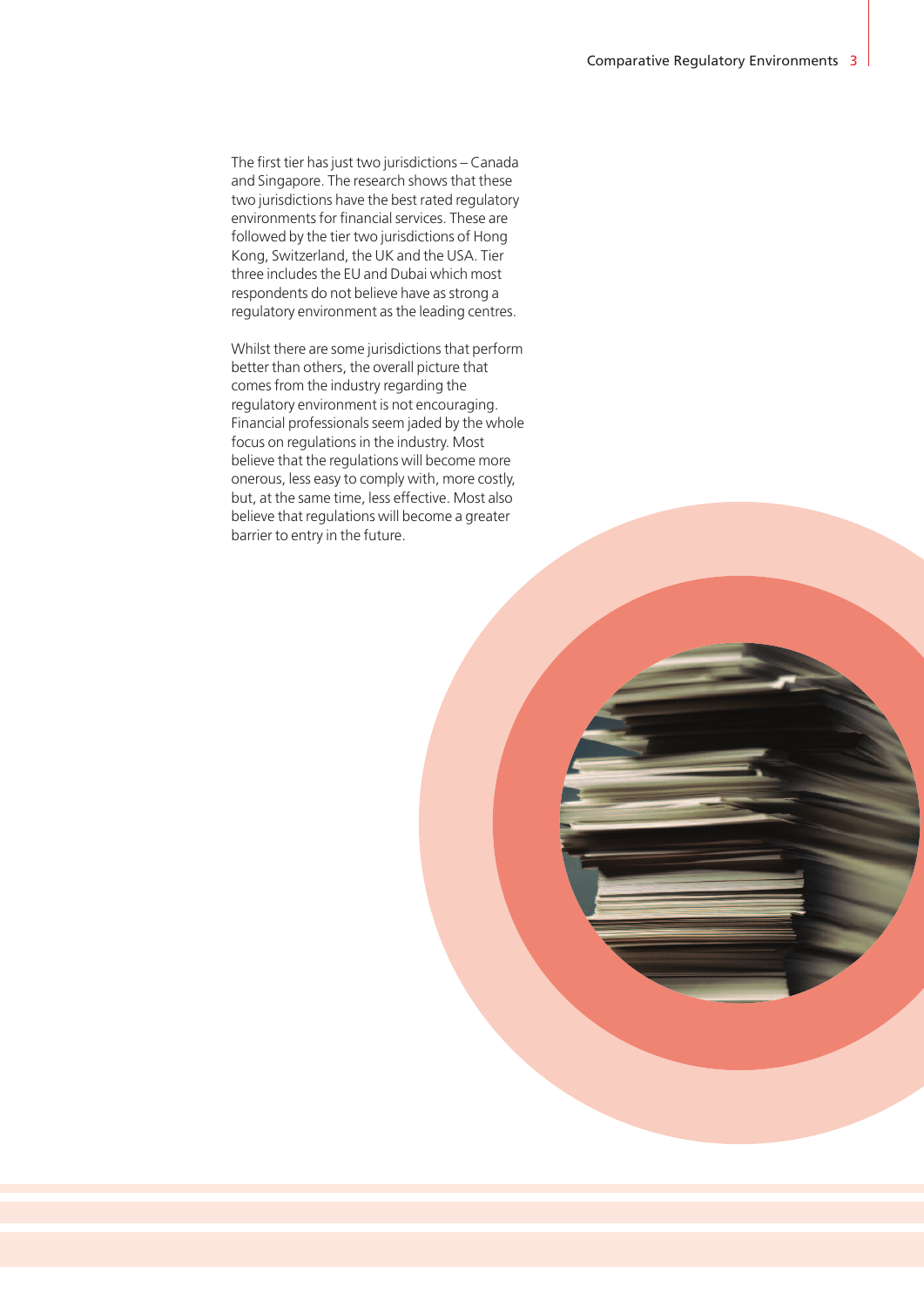The first tier has just two jurisdictions – Canada and Singapore. The research shows that these two jurisdictions have the best rated regulatory environments for financial services. These are followed by the tier two jurisdictions of Hong Kong, Switzerland, the UK and the USA. Tier three includes the EU and Dubai which most respondents do not believe have as strong a regulatory environment as the leading centres.

Whilst there are some jurisdictions that perform better than others, the overall picture that comes from the industry regarding the regulatory environment is not encouraging. Financial professionals seem jaded by the whole focus on regulations in the industry. Most believe that the regulations will become more onerous, less easy to comply with, more costly, but, at the same time, less effective. Most also believe that regulations will become a greater barrier to entry in the future.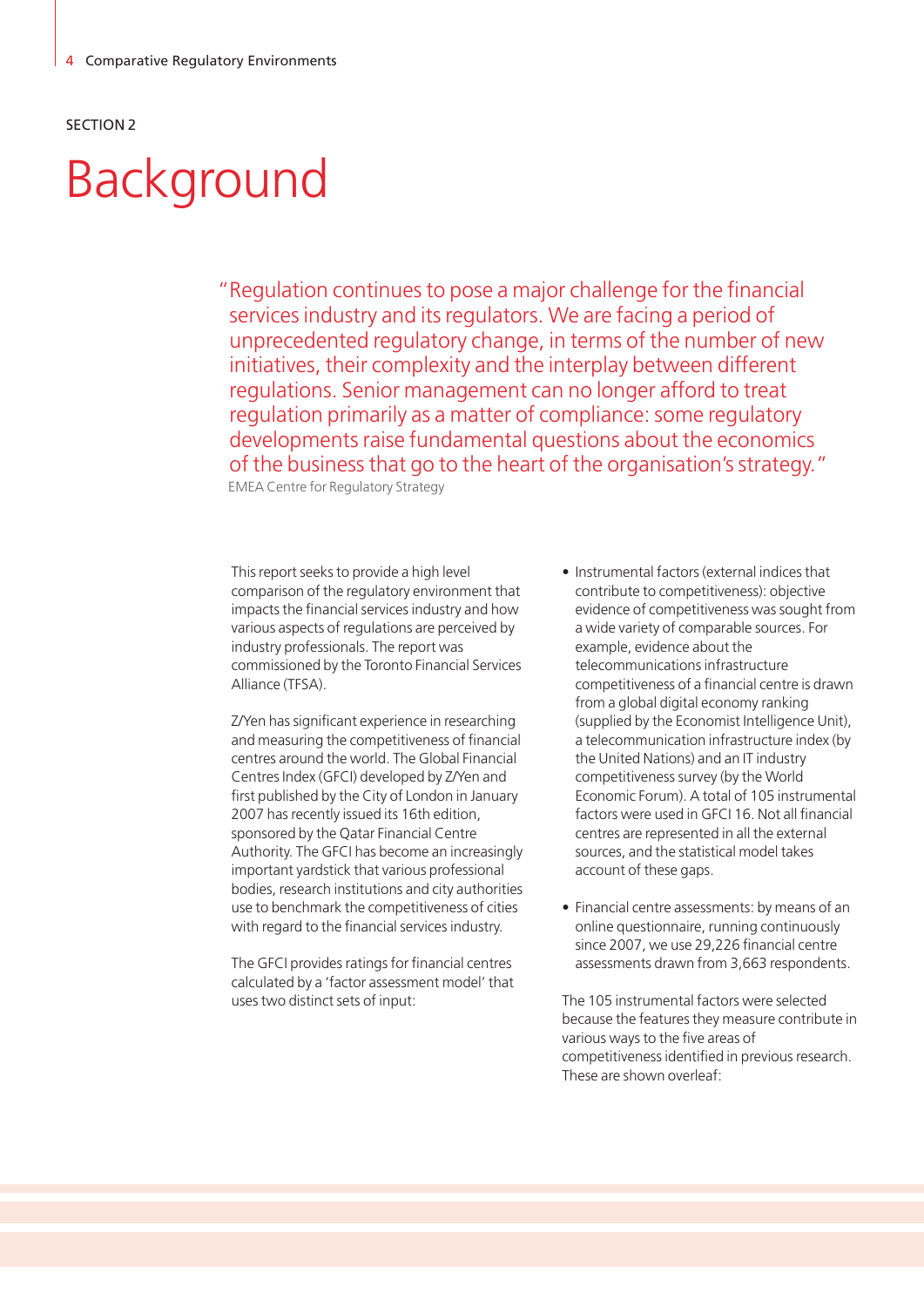SECTION 2

# Background

> "Regulation continues to pose a major challenge for the financial services industry and its regulators. We are facing a period of unprecedented regulatory change, in terms of the number of new initiatives, their complexity and the interplay between different regulations. Senior management can no longer afford to treat regulation primarily as a matter of compliance: some regulatory developments raise fundamental questions about the economics of the business that go to the heart of the organisation's strategy."
>
> EMEA Centre for Regulatory Strategy

This report seeks to provide a high level comparison of the regulatory environment that impacts the financial services industry and how various aspects of regulations are perceived by industry professionals. The report was commissioned by the Toronto Financial Services Alliance (TFSA).

Z/Yen has significant experience in researching and measuring the competitiveness of financial centres around the world. The Global Financial Centres Index (GFCI) developed by Z/Yen and first published by the City of London in January 2007 has recently issued its 16th edition, sponsored by the Qatar Financial Centre Authority. The GFCI has become an increasingly important yardstick that various professional bodies, research institutions and city authorities use to benchmark the competitiveness of cities with regard to the financial services industry.

The GFCI provides ratings for financial centres calculated by a 'factor assessment model' that uses two distinct sets of input:

- Instrumental factors (external indices that contribute to competitiveness): objective evidence of competitiveness was sought from a wide variety of comparable sources. For example, evidence about the telecommunications infrastructure competitiveness of a financial centre is drawn from a global digital economy ranking (supplied by the Economist Intelligence Unit), a telecommunication infrastructure index (by the United Nations) and an IT industry competitiveness survey (by the World Economic Forum). A total of 105 instrumental factors were used in GFCI 16. Not all financial centres are represented in all the external sources, and the statistical model takes account of these gaps.
- Financial centre assessments: by means of an online questionnaire, running continuously since 2007, we use 29,226 financial centre assessments drawn from 3,663 respondents.

The 105 instrumental factors were selected because the features they measure contribute in various ways to the five areas of competitiveness identified in previous research. These are shown overleaf: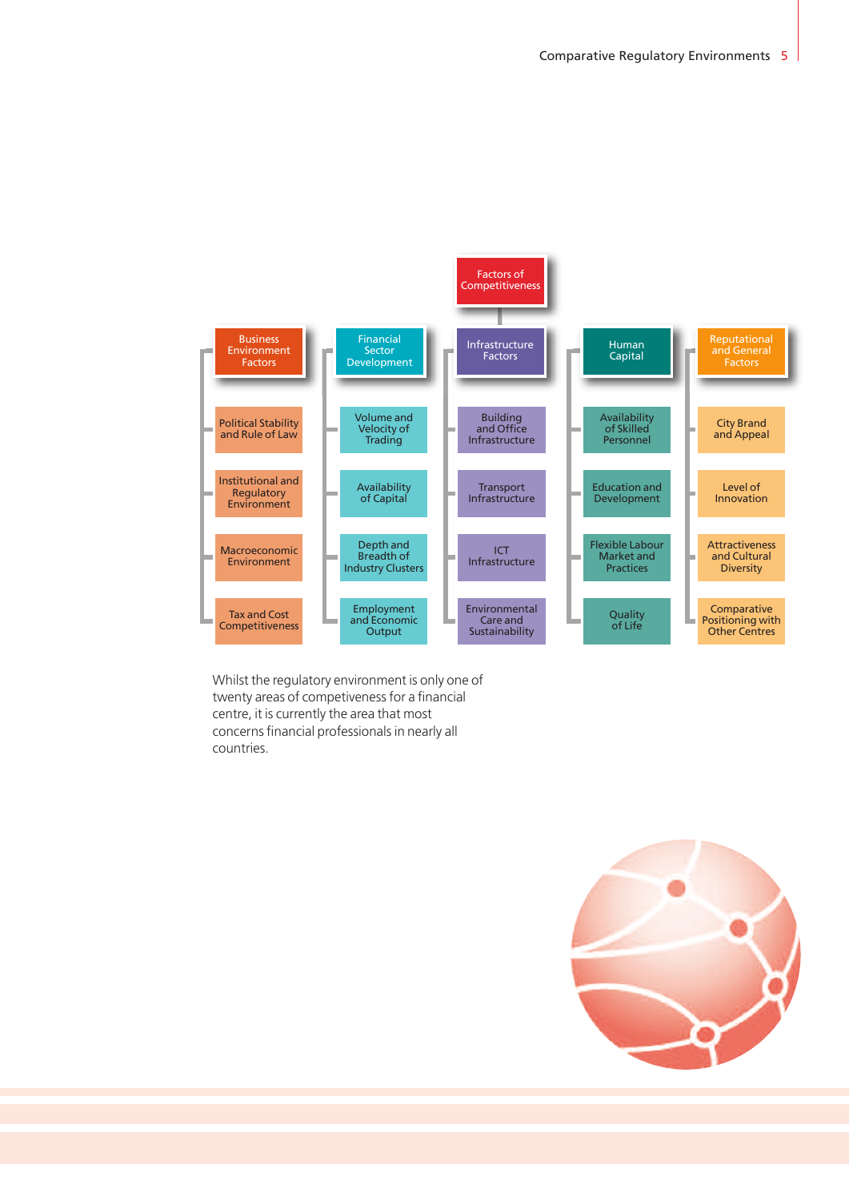**Factors of Competitiveness**

| Business Environment Factors | Financial Sector Development | Infrastructure Factors | Human Capital | Reputational and General Factors |
|---|---|---|---|---|
| Political Stability and Rule of Law | Volume and Velocity of Trading | Building and Office Infrastructure | Availability of Skilled Personnel | City Brand and Appeal |
| Institutional and Regulatory Environment | Availability of Capital | Transport Infrastructure | Education and Development | Level of Innovation |
| Macroeconomic Environment | Depth and Breadth of Industry Clusters | ICT Infrastructure | Flexible Labour Market and Practices | Attractiveness and Cultural Diversity |
| Tax and Cost Competitiveness | Employment and Economic Output | Environmental Care and Sustainability | Quality of Life | Comparative Positioning with Other Centres |

Whilst the regulatory environment is only one of twenty areas of competiveness for a financial centre, it is currently the area that most concerns financial professionals in nearly all countries.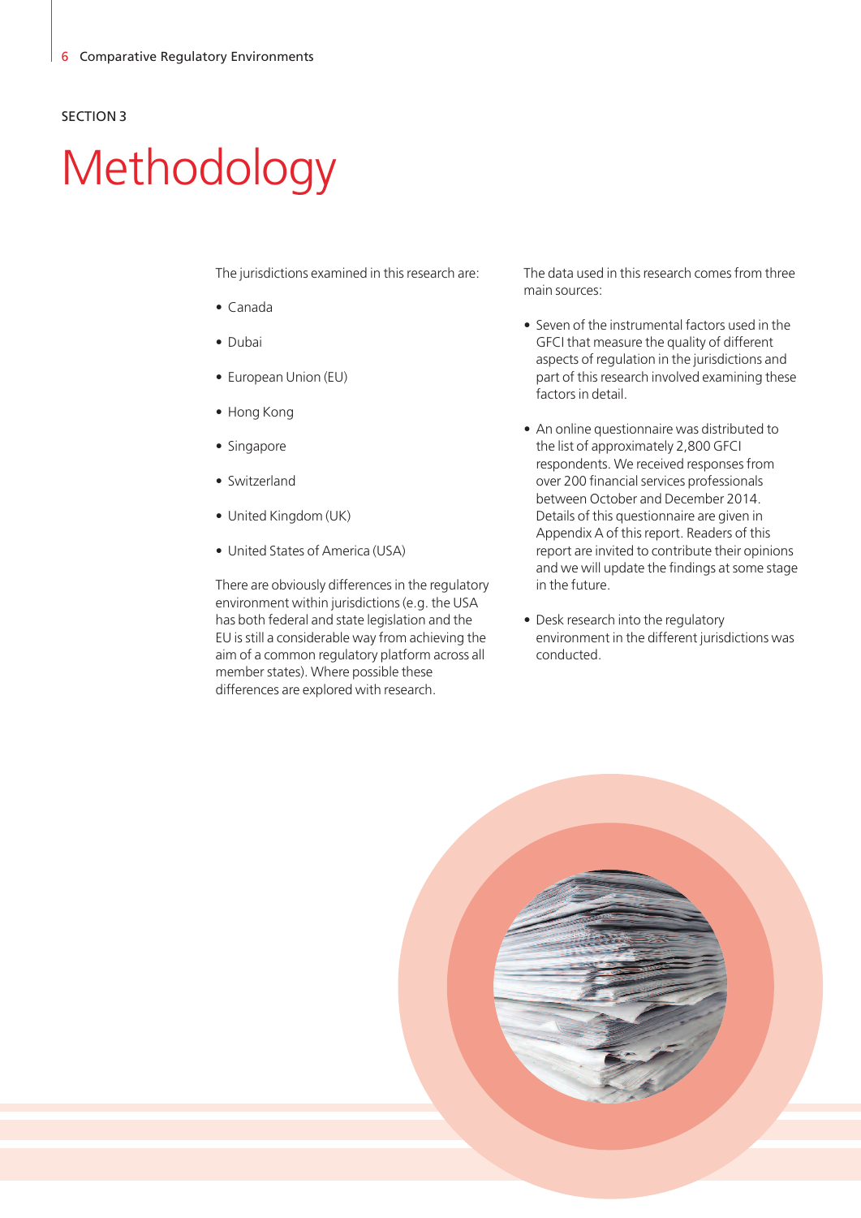SECTION 3

# Methodology

The jurisdictions examined in this research are:

- Canada
- Dubai
- European Union (EU)
- Hong Kong
- Singapore
- Switzerland
- United Kingdom (UK)
- United States of America (USA)

There are obviously differences in the regulatory environment within jurisdictions (e.g. the USA has both federal and state legislation and the EU is still a considerable way from achieving the aim of a common regulatory platform across all member states). Where possible these differences are explored with research.

The data used in this research comes from three main sources:

- Seven of the instrumental factors used in the GFCI that measure the quality of different aspects of regulation in the jurisdictions and part of this research involved examining these factors in detail.
- An online questionnaire was distributed to the list of approximately 2,800 GFCI respondents. We received responses from over 200 financial services professionals between October and December 2014. Details of this questionnaire are given in Appendix A of this report. Readers of this report are invited to contribute their opinions and we will update the findings at some stage in the future.
- Desk research into the regulatory environment in the different jurisdictions was conducted.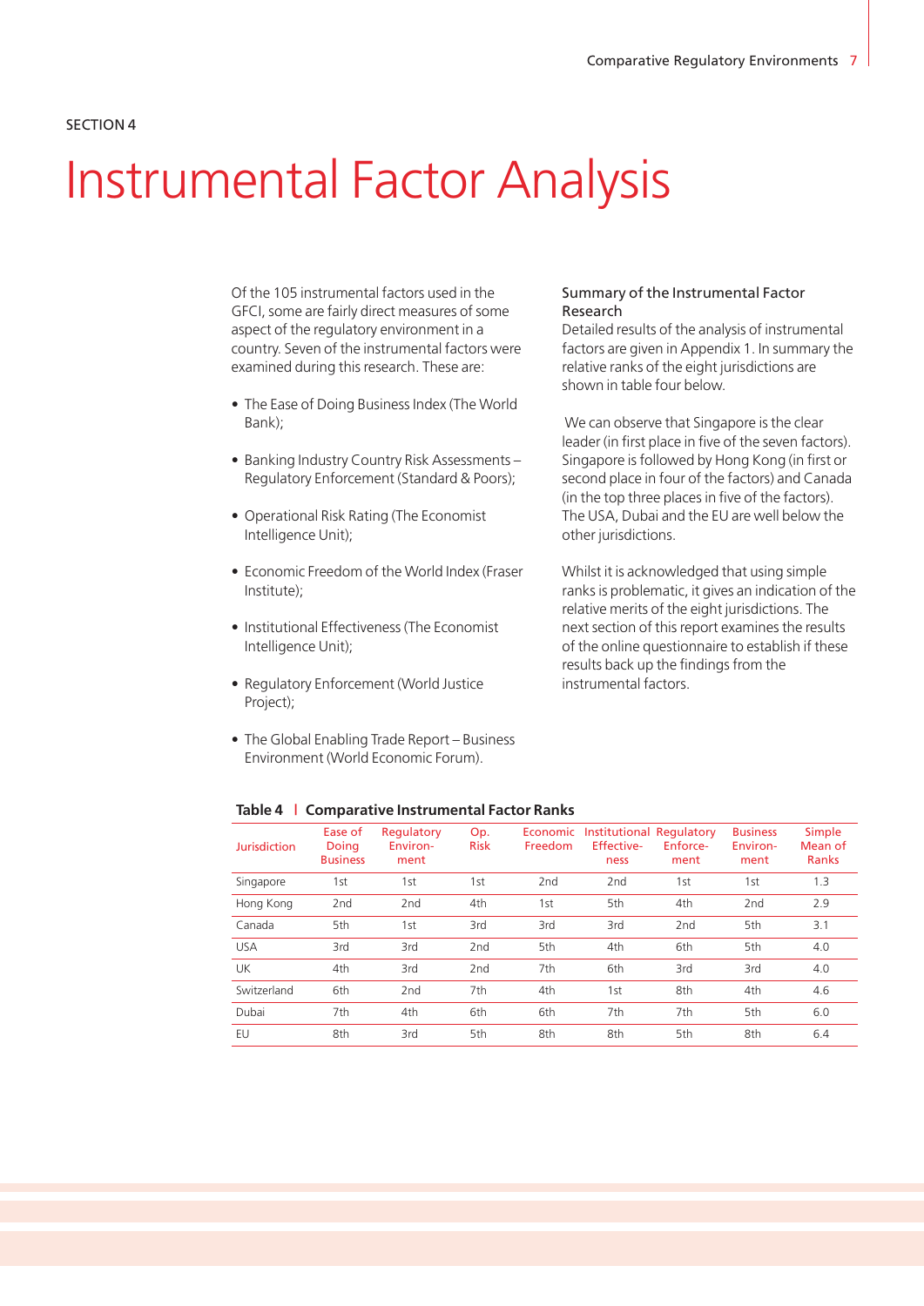SECTION 4

# Instrumental Factor Analysis

Of the 105 instrumental factors used in the GFCI, some are fairly direct measures of some aspect of the regulatory environment in a country. Seven of the instrumental factors were examined during this research. These are:

- The Ease of Doing Business Index (The World Bank);
- Banking Industry Country Risk Assessments – Regulatory Enforcement (Standard & Poors);
- Operational Risk Rating (The Economist Intelligence Unit);
- Economic Freedom of the World Index (Fraser Institute);
- Institutional Effectiveness (The Economist Intelligence Unit);
- Regulatory Enforcement (World Justice Project);
- The Global Enabling Trade Report – Business Environment (World Economic Forum).

## Summary of the Instrumental Factor Research

Detailed results of the analysis of instrumental factors are given in Appendix 1. In summary the relative ranks of the eight jurisdictions are shown in table four below.

We can observe that Singapore is the clear leader (in first place in five of the seven factors). Singapore is followed by Hong Kong (in first or second place in four of the factors) and Canada (in the top three places in five of the factors). The USA, Dubai and the EU are well below the other jurisdictions.

Whilst it is acknowledged that using simple ranks is problematic, it gives an indication of the relative merits of the eight jurisdictions. The next section of this report examines the results of the online questionnaire to establish if these results back up the findings from the instrumental factors.

**Table 4 | Comparative Instrumental Factor Ranks**

| Jurisdiction | Ease of Doing Business | Regulatory Environment | Op. Risk | Economic Freedom | Institutional Effectiveness | Regulatory Enforcement | Business Environment | Simple Mean of Ranks |
|---|---|---|---|---|---|---|---|---|
| Singapore | 1st | 1st | 1st | 2nd | 2nd | 1st | 1st | 1.3 |
| Hong Kong | 2nd | 2nd | 4th | 1st | 5th | 4th | 2nd | 2.9 |
| Canada | 5th | 1st | 3rd | 3rd | 3rd | 2nd | 5th | 3.1 |
| USA | 3rd | 3rd | 2nd | 5th | 4th | 6th | 5th | 4.0 |
| UK | 4th | 3rd | 2nd | 7th | 6th | 3rd | 3rd | 4.0 |
| Switzerland | 6th | 2nd | 7th | 4th | 1st | 8th | 4th | 4.6 |
| Dubai | 7th | 4th | 6th | 6th | 7th | 7th | 5th | 6.0 |
| EU | 8th | 3rd | 5th | 8th | 8th | 5th | 8th | 6.4 |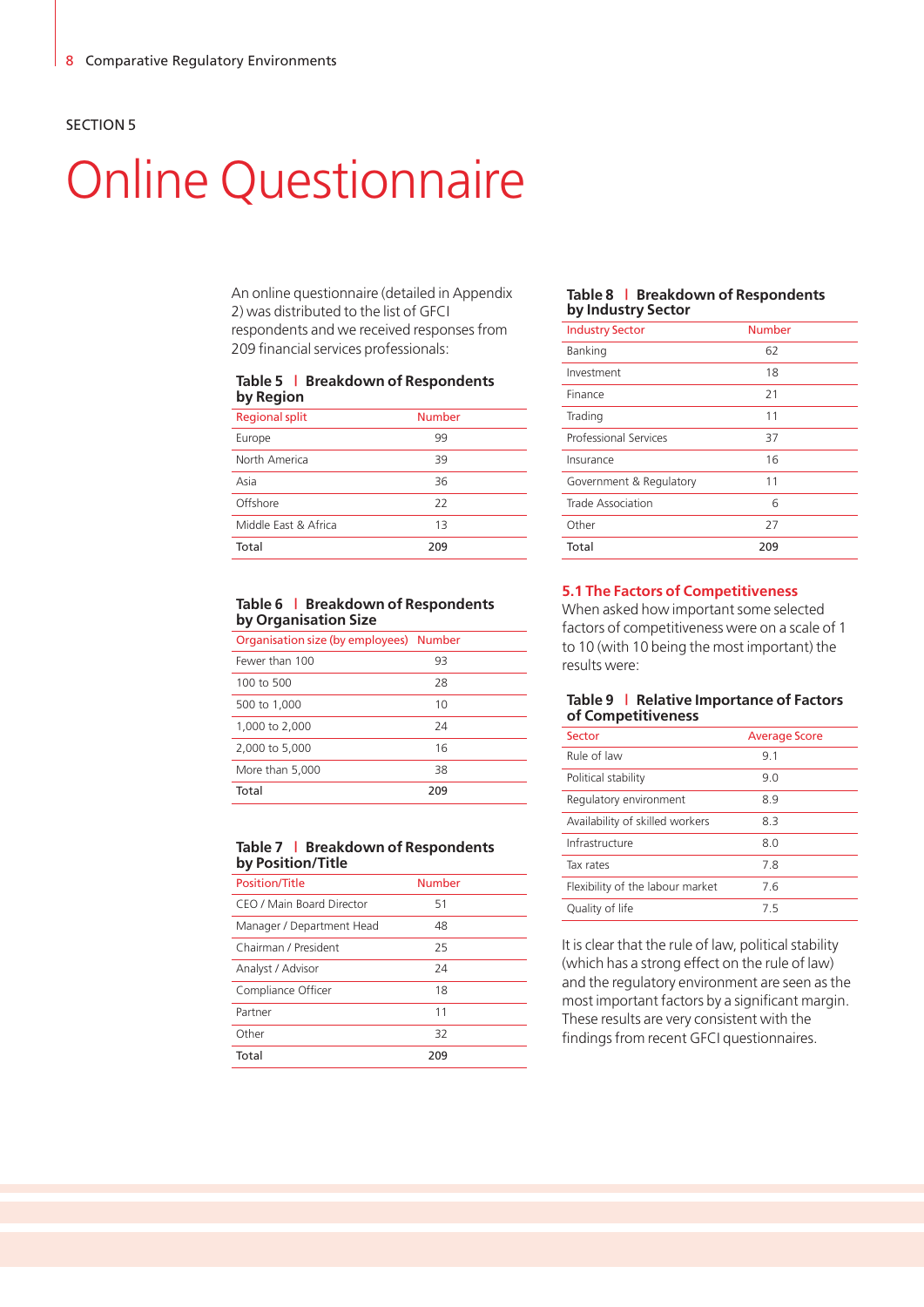SECTION 5

# Online Questionnaire

An online questionnaire (detailed in Appendix 2) was distributed to the list of GFCI respondents and we received responses from 209 financial services professionals:

**Table 5 | Breakdown of Respondents by Region**

| Regional split | Number |
|---|---|
| Europe | 99 |
| North America | 39 |
| Asia | 36 |
| Offshore | 22 |
| Middle East & Africa | 13 |
| **Total** | **209** |

**Table 6 | Breakdown of Respondents by Organisation Size**

| Organisation size (by employees) | Number |
|---|---|
| Fewer than 100 | 93 |
| 100 to 500 | 28 |
| 500 to 1,000 | 10 |
| 1,000 to 2,000 | 24 |
| 2,000 to 5,000 | 16 |
| More than 5,000 | 38 |
| **Total** | **209** |

**Table 7 | Breakdown of Respondents by Position/Title**

| Position/Title | Number |
|---|---|
| CEO / Main Board Director | 51 |
| Manager / Department Head | 48 |
| Chairman / President | 25 |
| Analyst / Advisor | 24 |
| Compliance Officer | 18 |
| Partner | 11 |
| Other | 32 |
| **Total** | **209** |

**Table 8 | Breakdown of Respondents by Industry Sector**

| Industry Sector | Number |
|---|---|
| Banking | 62 |
| Investment | 18 |
| Finance | 21 |
| Trading | 11 |
| Professional Services | 37 |
| Insurance | 16 |
| Government & Regulatory | 11 |
| Trade Association | 6 |
| Other | 27 |
| **Total** | **209** |

## 5.1 The Factors of Competitiveness

When asked how important some selected factors of competitiveness were on a scale of 1 to 10 (with 10 being the most important) the results were:

**Table 9 | Relative Importance of Factors of Competitiveness**

| Sector | Average Score |
|---|---|
| Rule of law | 9.1 |
| Political stability | 9.0 |
| Regulatory environment | 8.9 |
| Availability of skilled workers | 8.3 |
| Infrastructure | 8.0 |
| Tax rates | 7.8 |
| Flexibility of the labour market | 7.6 |
| Quality of life | 7.5 |

It is clear that the rule of law, political stability (which has a strong effect on the rule of law) and the regulatory environment are seen as the most important factors by a significant margin. These results are very consistent with the findings from recent GFCI questionnaires.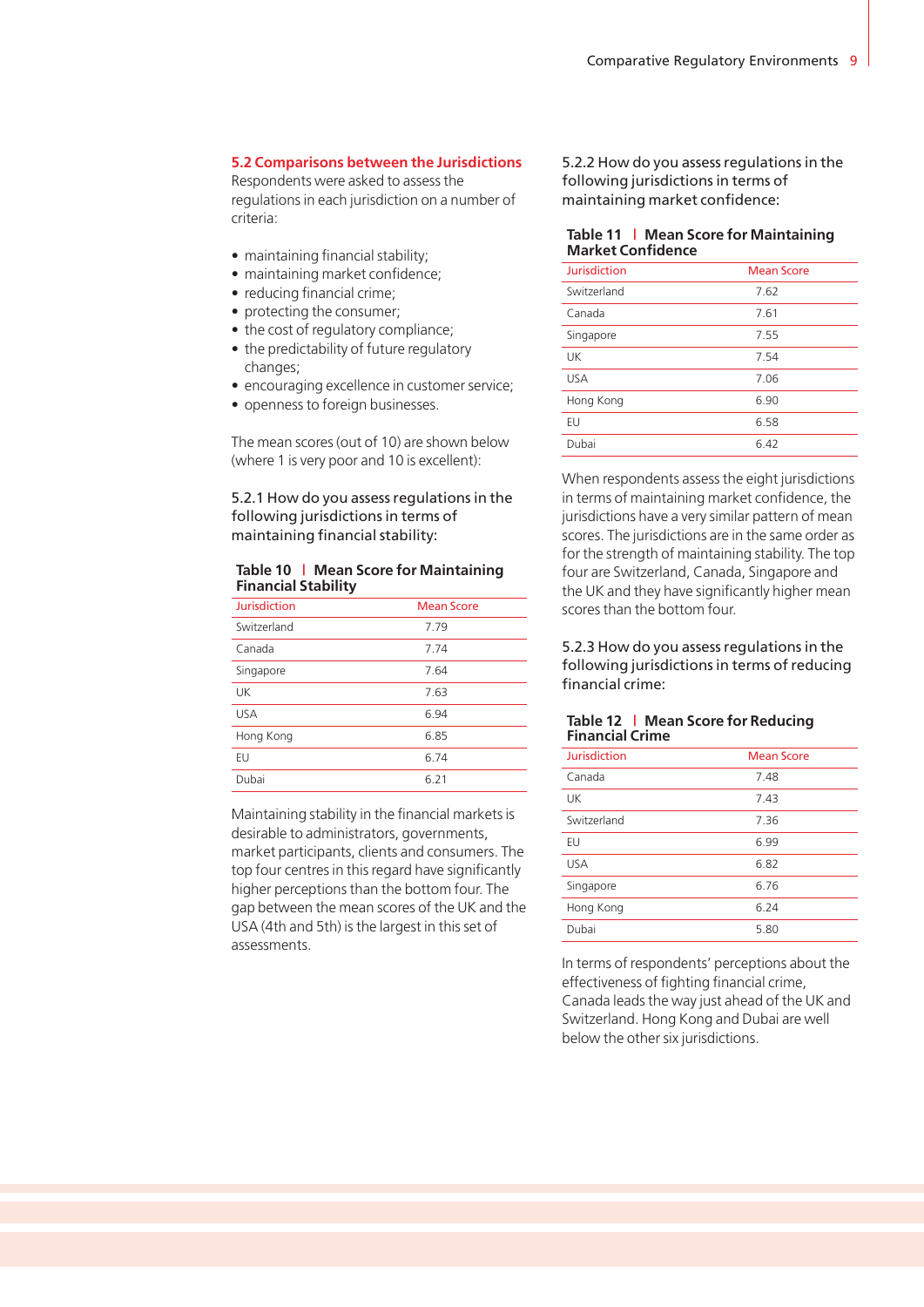## 5.2 Comparisons between the Jurisdictions

Respondents were asked to assess the regulations in each jurisdiction on a number of criteria:

- maintaining financial stability;
- maintaining market confidence;
- reducing financial crime;
- protecting the consumer;
- the cost of regulatory compliance;
- the predictability of future regulatory changes;
- encouraging excellence in customer service;
- openness to foreign businesses.

The mean scores (out of 10) are shown below (where 1 is very poor and 10 is excellent):

### 5.2.1 How do you assess regulations in the following jurisdictions in terms of maintaining financial stability:

**Table 10 | Mean Score for Maintaining Financial Stability**

| Jurisdiction | Mean Score |
|---|---|
| Switzerland | 7.79 |
| Canada | 7.74 |
| Singapore | 7.64 |
| UK | 7.63 |
| USA | 6.94 |
| Hong Kong | 6.85 |
| EU | 6.74 |
| Dubai | 6.21 |

Maintaining stability in the financial markets is desirable to administrators, governments, market participants, clients and consumers. The top four centres in this regard have significantly higher perceptions than the bottom four. The gap between the mean scores of the UK and the USA (4th and 5th) is the largest in this set of assessments.

### 5.2.2 How do you assess regulations in the following jurisdictions in terms of maintaining market confidence:

**Table 11 | Mean Score for Maintaining Market Confidence**

| Jurisdiction | Mean Score |
|---|---|
| Switzerland | 7.62 |
| Canada | 7.61 |
| Singapore | 7.55 |
| UK | 7.54 |
| USA | 7.06 |
| Hong Kong | 6.90 |
| EU | 6.58 |
| Dubai | 6.42 |

When respondents assess the eight jurisdictions in terms of maintaining market confidence, the jurisdictions have a very similar pattern of mean scores. The jurisdictions are in the same order as for the strength of maintaining stability. The top four are Switzerland, Canada, Singapore and the UK and they have significantly higher mean scores than the bottom four.

### 5.2.3 How do you assess regulations in the following jurisdictions in terms of reducing financial crime:

**Table 12 | Mean Score for Reducing Financial Crime**

| Jurisdiction | Mean Score |
|---|---|
| Canada | 7.48 |
| UK | 7.43 |
| Switzerland | 7.36 |
| EU | 6.99 |
| USA | 6.82 |
| Singapore | 6.76 |
| Hong Kong | 6.24 |
| Dubai | 5.80 |

In terms of respondents' perceptions about the effectiveness of fighting financial crime, Canada leads the way just ahead of the UK and Switzerland. Hong Kong and Dubai are well below the other six jurisdictions.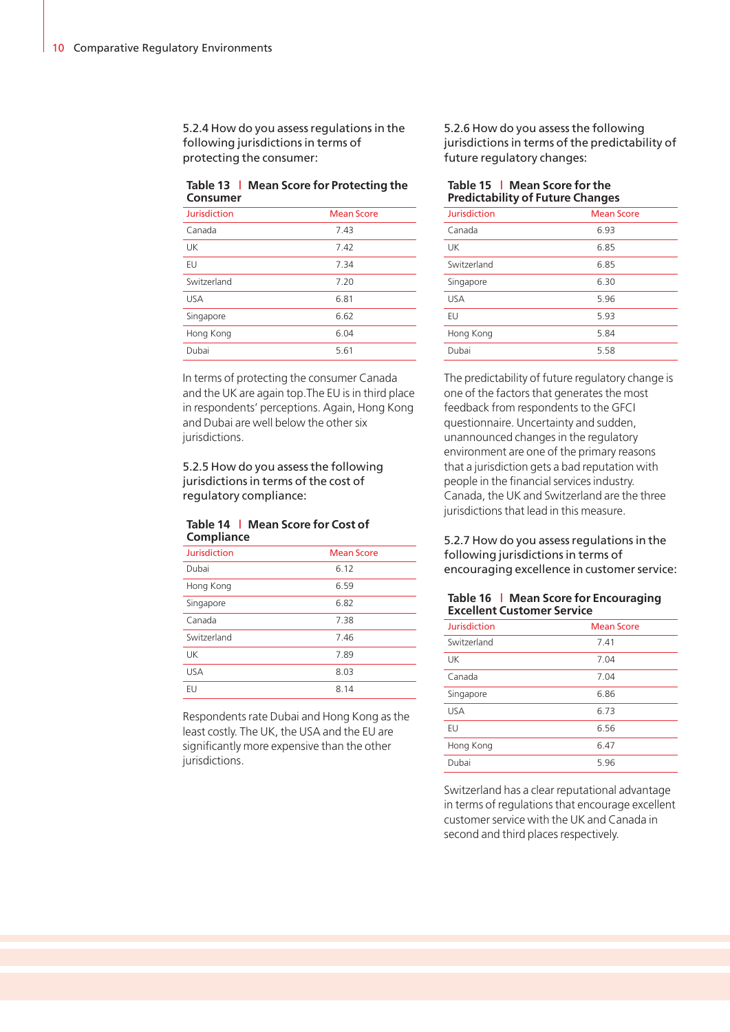### 5.2.4 How do you assess regulations in the following jurisdictions in terms of protecting the consumer:

**Table 13 | Mean Score for Protecting the Consumer**

| Jurisdiction | Mean Score |
|---|---|
| Canada | 7.43 |
| UK | 7.42 |
| EU | 7.34 |
| Switzerland | 7.20 |
| USA | 6.81 |
| Singapore | 6.62 |
| Hong Kong | 6.04 |
| Dubai | 5.61 |

In terms of protecting the consumer Canada and the UK are again top. The EU is in third place in respondents' perceptions. Again, Hong Kong and Dubai are well below the other six jurisdictions.

### 5.2.5 How do you assess the following jurisdictions in terms of the cost of regulatory compliance:

**Table 14 | Mean Score for Cost of Compliance**

| Jurisdiction | Mean Score |
|---|---|
| Dubai | 6.12 |
| Hong Kong | 6.59 |
| Singapore | 6.82 |
| Canada | 7.38 |
| Switzerland | 7.46 |
| UK | 7.89 |
| USA | 8.03 |
| EU | 8.14 |

Respondents rate Dubai and Hong Kong as the least costly. The UK, the USA and the EU are significantly more expensive than the other jurisdictions.

### 5.2.6 How do you assess the following jurisdictions in terms of the predictability of future regulatory changes:

**Table 15 | Mean Score for the Predictability of Future Changes**

| Jurisdiction | Mean Score |
|---|---|
| Canada | 6.93 |
| UK | 6.85 |
| Switzerland | 6.85 |
| Singapore | 6.30 |
| USA | 5.96 |
| EU | 5.93 |
| Hong Kong | 5.84 |
| Dubai | 5.58 |

The predictability of future regulatory change is one of the factors that generates the most feedback from respondents to the GFCI questionnaire. Uncertainty and sudden, unannounced changes in the regulatory environment are one of the primary reasons that a jurisdiction gets a bad reputation with people in the financial services industry. Canada, the UK and Switzerland are the three jurisdictions that lead in this measure.

### 5.2.7 How do you assess regulations in the following jurisdictions in terms of encouraging excellence in customer service:

**Table 16 | Mean Score for Encouraging Excellent Customer Service**

| Jurisdiction | Mean Score |
|---|---|
| Switzerland | 7.41 |
| UK | 7.04 |
| Canada | 7.04 |
| Singapore | 6.86 |
| USA | 6.73 |
| EU | 6.56 |
| Hong Kong | 6.47 |
| Dubai | 5.96 |

Switzerland has a clear reputational advantage in terms of regulations that encourage excellent customer service with the UK and Canada in second and third places respectively.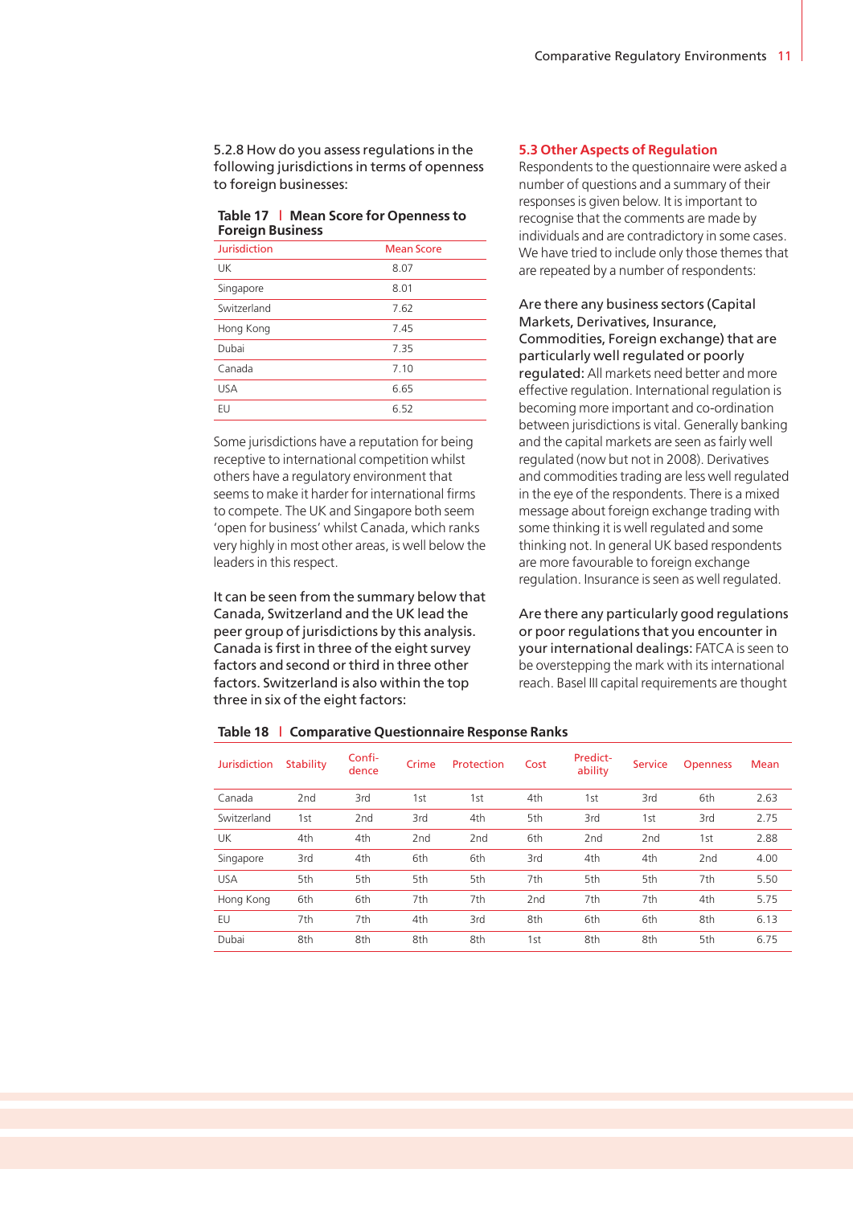5.2.8 How do you assess regulations in the following jurisdictions in terms of openness to foreign businesses:

**Table 17 | Mean Score for Openness to Foreign Business**

| Jurisdiction | Mean Score |
|---|---|
| UK | 8.07 |
| Singapore | 8.01 |
| Switzerland | 7.62 |
| Hong Kong | 7.45 |
| Dubai | 7.35 |
| Canada | 7.10 |
| USA | 6.65 |
| EU | 6.52 |

Some jurisdictions have a reputation for being receptive to international competition whilst others have a regulatory environment that seems to make it harder for international firms to compete. The UK and Singapore both seem 'open for business' whilst Canada, which ranks very highly in most other areas, is well below the leaders in this respect.

It can be seen from the summary below that Canada, Switzerland and the UK lead the peer group of jurisdictions by this analysis. Canada is first in three of the eight survey factors and second or third in three other factors. Switzerland is also within the top three in six of the eight factors:

## 5.3 Other Aspects of Regulation

Respondents to the questionnaire were asked a number of questions and a summary of their responses is given below. It is important to recognise that the comments are made by individuals and are contradictory in some cases. We have tried to include only those themes that are repeated by a number of respondents:

**Are there any business sectors (Capital Markets, Derivatives, Insurance, Commodities, Foreign exchange) that are particularly well regulated or poorly regulated:** All markets need better and more effective regulation. International regulation is becoming more important and co-ordination between jurisdictions is vital. Generally banking and the capital markets are seen as fairly well regulated (now but not in 2008). Derivatives and commodities trading are less well regulated in the eye of the respondents. There is a mixed message about foreign exchange trading with some thinking it is well regulated and some thinking not. In general UK based respondents are more favourable to foreign exchange regulation. Insurance is seen as well regulated.

**Are there any particularly good regulations or poor regulations that you encounter in your international dealings:** FATCA is seen to be overstepping the mark with its international reach. Basel III capital requirements are thought

**Table 18 | Comparative Questionnaire Response Ranks**

| Jurisdiction | Stability | Confi-dence | Crime | Protection | Cost | Predict-ability | Service | Openness | Mean |
|---|---|---|---|---|---|---|---|---|---|
| Canada | 2nd | 3rd | 1st | 1st | 4th | 1st | 3rd | 6th | 2.63 |
| Switzerland | 1st | 2nd | 3rd | 4th | 5th | 3rd | 1st | 3rd | 2.75 |
| UK | 4th | 4th | 2nd | 2nd | 6th | 2nd | 2nd | 1st | 2.88 |
| Singapore | 3rd | 4th | 6th | 6th | 3rd | 4th | 4th | 2nd | 4.00 |
| USA | 5th | 5th | 5th | 5th | 7th | 5th | 5th | 7th | 5.50 |
| Hong Kong | 6th | 6th | 7th | 7th | 2nd | 7th | 7th | 4th | 5.75 |
| EU | 7th | 7th | 4th | 3rd | 8th | 6th | 6th | 8th | 6.13 |
| Dubai | 8th | 8th | 8th | 8th | 1st | 8th | 8th | 5th | 6.75 |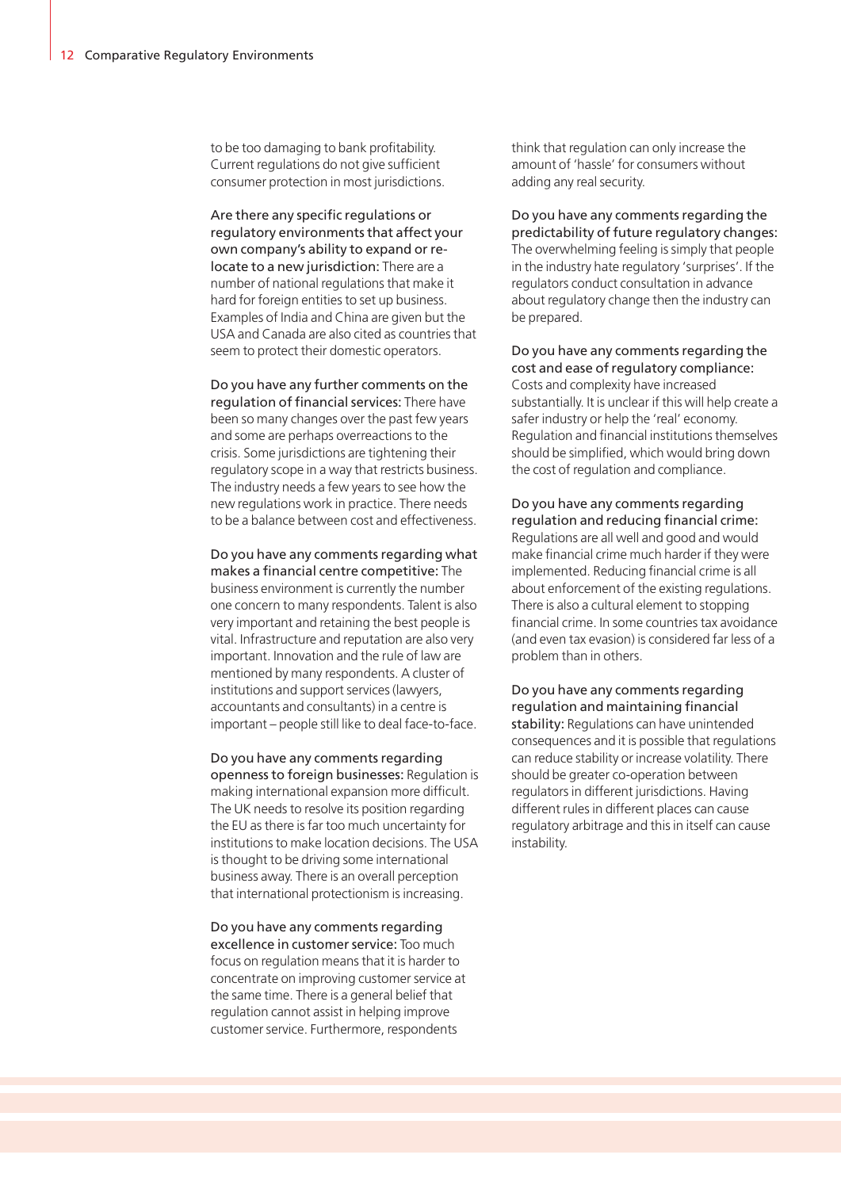to be too damaging to bank profitability. Current regulations do not give sufficient consumer protection in most jurisdictions.

**Are there any specific regulations or regulatory environments that affect your own company's ability to expand or re-locate to a new jurisdiction:** There are a number of national regulations that make it hard for foreign entities to set up business. Examples of India and China are given but the USA and Canada are also cited as countries that seem to protect their domestic operators.

**Do you have any further comments on the regulation of financial services:** There have been so many changes over the past few years and some are perhaps overreactions to the crisis. Some jurisdictions are tightening their regulatory scope in a way that restricts business. The industry needs a few years to see how the new regulations work in practice. There needs to be a balance between cost and effectiveness.

**Do you have any comments regarding what makes a financial centre competitive:** The business environment is currently the number one concern to many respondents. Talent is also very important and retaining the best people is vital. Infrastructure and reputation are also very important. Innovation and the rule of law are mentioned by many respondents. A cluster of institutions and support services (lawyers, accountants and consultants) in a centre is important – people still like to deal face-to-face.

**Do you have any comments regarding openness to foreign businesses:** Regulation is making international expansion more difficult. The UK needs to resolve its position regarding the EU as there is far too much uncertainty for institutions to make location decisions. The USA is thought to be driving some international business away. There is an overall perception that international protectionism is increasing.

**Do you have any comments regarding excellence in customer service:** Too much focus on regulation means that it is harder to concentrate on improving customer service at the same time. There is a general belief that regulation cannot assist in helping improve customer service. Furthermore, respondents think that regulation can only increase the amount of 'hassle' for consumers without adding any real security.

**Do you have any comments regarding the predictability of future regulatory changes:** The overwhelming feeling is simply that people in the industry hate regulatory 'surprises'. If the regulators conduct consultation in advance about regulatory change then the industry can be prepared.

**Do you have any comments regarding the cost and ease of regulatory compliance:** Costs and complexity have increased substantially. It is unclear if this will help create a safer industry or help the 'real' economy. Regulation and financial institutions themselves should be simplified, which would bring down the cost of regulation and compliance.

**Do you have any comments regarding regulation and reducing financial crime:** Regulations are all well and good and would make financial crime much harder if they were implemented. Reducing financial crime is all about enforcement of the existing regulations. There is also a cultural element to stopping financial crime. In some countries tax avoidance (and even tax evasion) is considered far less of a problem than in others.

**Do you have any comments regarding regulation and maintaining financial stability:** Regulations can have unintended consequences and it is possible that regulations can reduce stability or increase volatility. There should be greater co-operation between regulators in different jurisdictions. Having different rules in different places can cause regulatory arbitrage and this in itself can cause instability.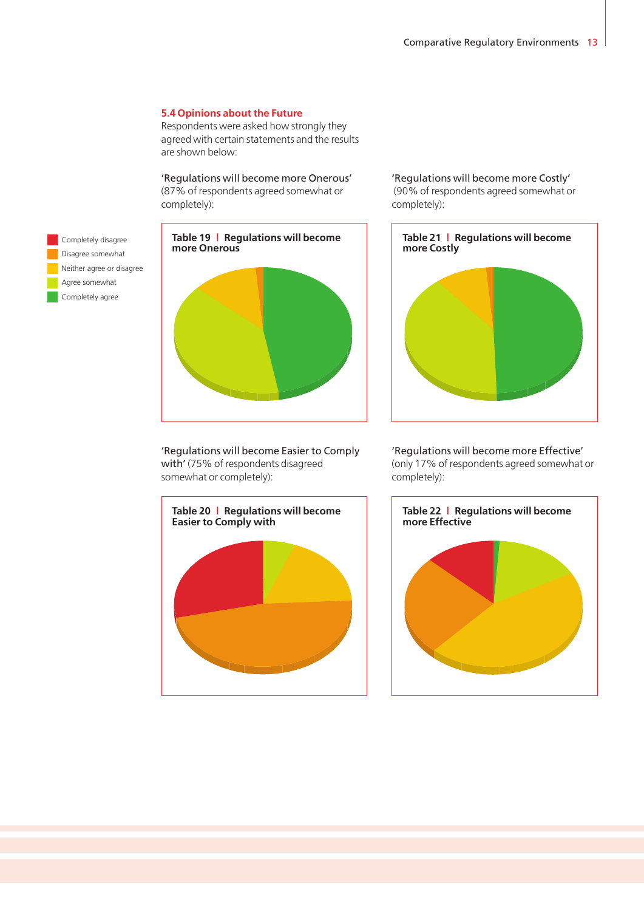### 5.4 Opinions about the Future

Respondents were asked how strongly they agreed with certain statements and the results are shown below:

'Regulations will become more Onerous' (87% of respondents agreed somewhat or completely):

**Table 19 | Regulations will become more Onerous**

'Regulations will become more Costly' (90% of respondents agreed somewhat or completely):

**Table 21 | Regulations will become more Costly**

- Completely disagree
- Disagree somewhat
- Neither agree or disagree
- Agree somewhat
- Completely agree

'Regulations will become Easier to Comply with' (75% of respondents disagreed somewhat or completely):

**Table 20 | Regulations will become Easier to Comply with**

'Regulations will become more Effective' (only 17% of respondents agreed somewhat or completely):

**Table 22 | Regulations will become more Effective**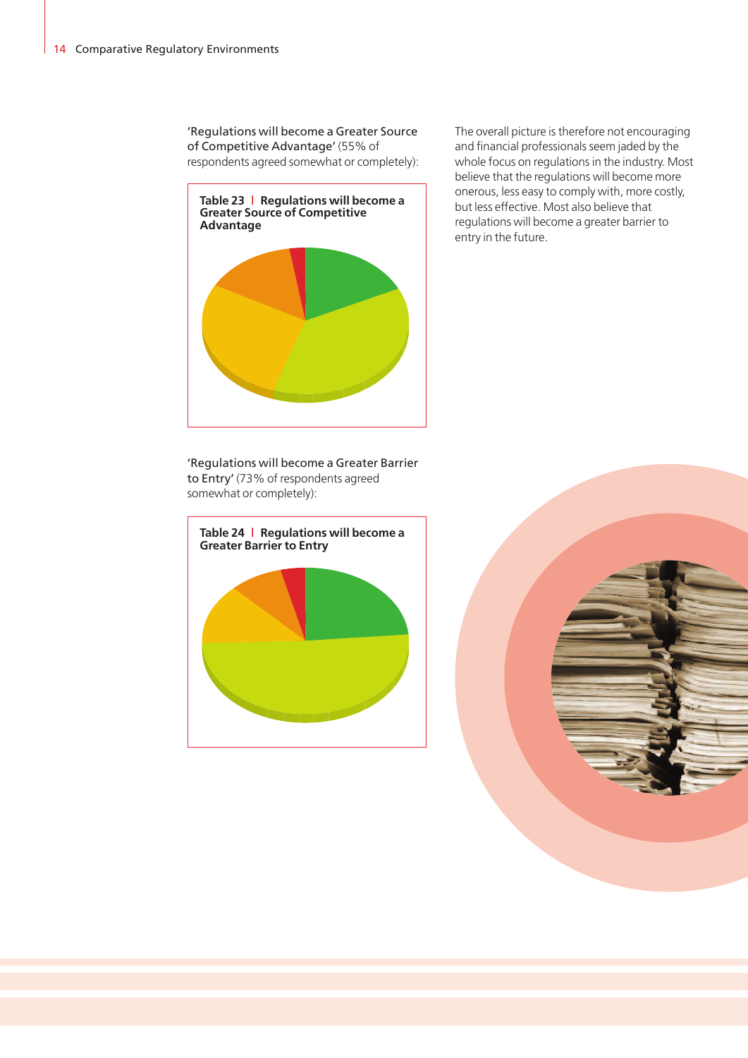'Regulations will become a Greater Source of Competitive Advantage' (55% of respondents agreed somewhat or completely):

**Table 23 | Regulations will become a Greater Source of Competitive Advantage**

'Regulations will become a Greater Barrier to Entry' (73% of respondents agreed somewhat or completely):

**Table 24 | Regulations will become a Greater Barrier to Entry**

The overall picture is therefore not encouraging and financial professionals seem jaded by the whole focus on regulations in the industry. Most believe that the regulations will become more onerous, less easy to comply with, more costly, but less effective. Most also believe that regulations will become a greater barrier to entry in the future.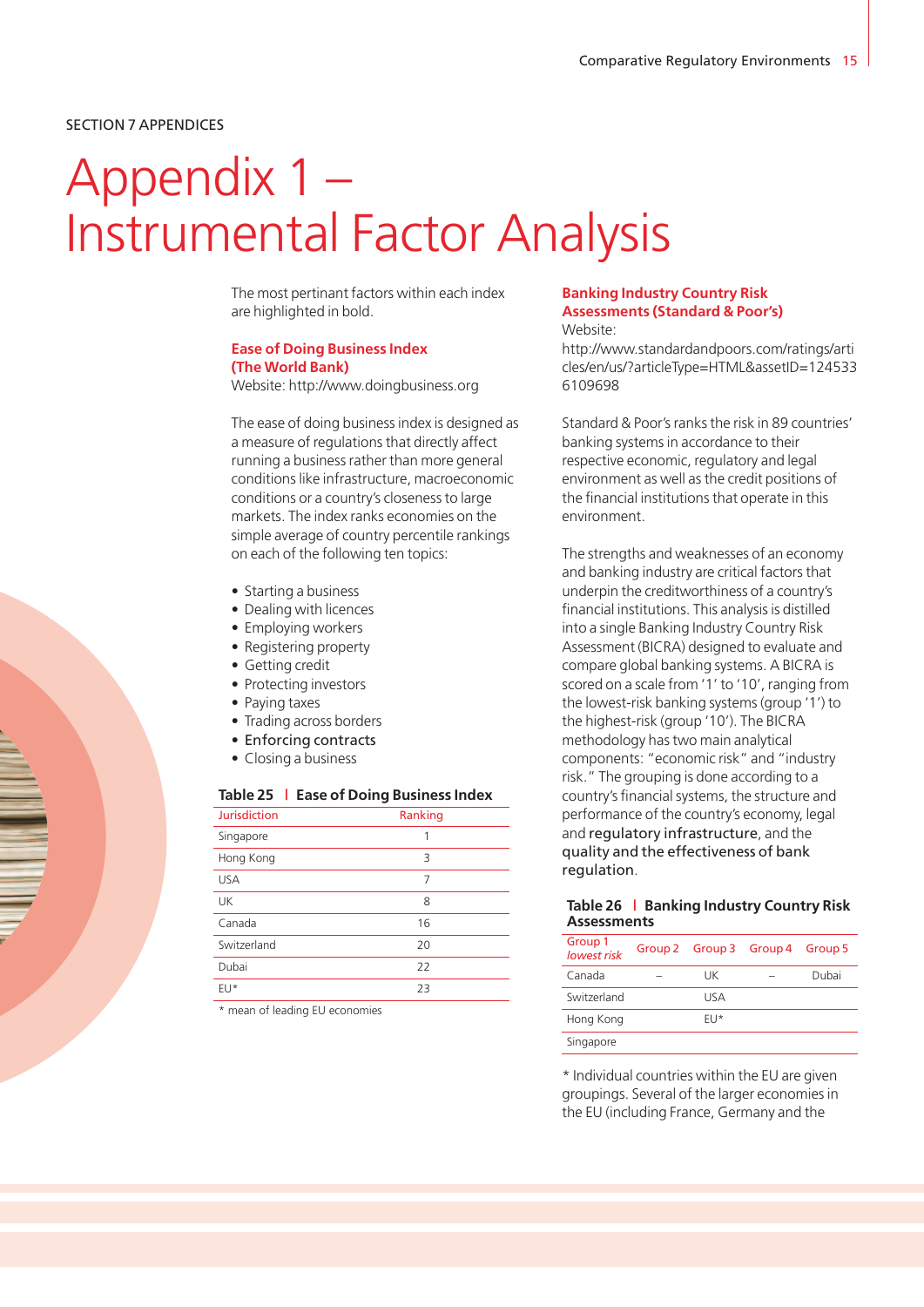SECTION 7 APPENDICES

# Appendix 1 – Instrumental Factor Analysis

The most pertinant factors within each index are highlighted in bold.

## Ease of Doing Business Index (The World Bank)

Website: http://www.doingbusiness.org

The ease of doing business index is designed as a measure of regulations that directly affect running a business rather than more general conditions like infrastructure, macroeconomic conditions or a country's closeness to large markets. The index ranks economies on the simple average of country percentile rankings on each of the following ten topics:

- Starting a business
- Dealing with licences
- Employing workers
- Registering property
- Getting credit
- Protecting investors
- Paying taxes
- Trading across borders
- **Enforcing contracts**
- Closing a business

**Table 25 | Ease of Doing Business Index**

| Jurisdiction | Ranking |
|---|---|
| Singapore | 1 |
| Hong Kong | 3 |
| USA | 7 |
| UK | 8 |
| Canada | 16 |
| Switzerland | 20 |
| Dubai | 22 |
| EU* | 23 |

\* mean of leading EU economies

## Banking Industry Country Risk Assessments (Standard & Poor's)

Website: http://www.standardandpoors.com/ratings/articles/en/us/?articleType=HTML&assetID=1245336109698

Standard & Poor's ranks the risk in 89 countries' banking systems in accordance to their respective economic, regulatory and legal environment as well as the credit positions of the financial institutions that operate in this environment.

The strengths and weaknesses of an economy and banking industry are critical factors that underpin the creditworthiness of a country's financial institutions. This analysis is distilled into a single Banking Industry Country Risk Assessment (BICRA) designed to evaluate and compare global banking systems. A BICRA is scored on a scale from '1' to '10', ranging from the lowest-risk banking systems (group '1') to the highest-risk (group '10'). The BICRA methodology has two main analytical components: "economic risk" and "industry risk." The grouping is done according to a country's financial systems, the structure and performance of the country's economy, legal and **regulatory infrastructure**, and the **quality and the effectiveness of bank regulation**.

**Table 26 | Banking Industry Country Risk Assessments**

| Group 1 *lowest risk* | Group 2 | Group 3 | Group 4 | Group 5 |
|---|---|---|---|---|
| Canada | – | UK | – | Dubai |
| Switzerland | | USA | | |
| Hong Kong | | EU* | | |
| Singapore | | | | |

\* Individual countries within the EU are given groupings. Several of the larger economies in the EU (including France, Germany and the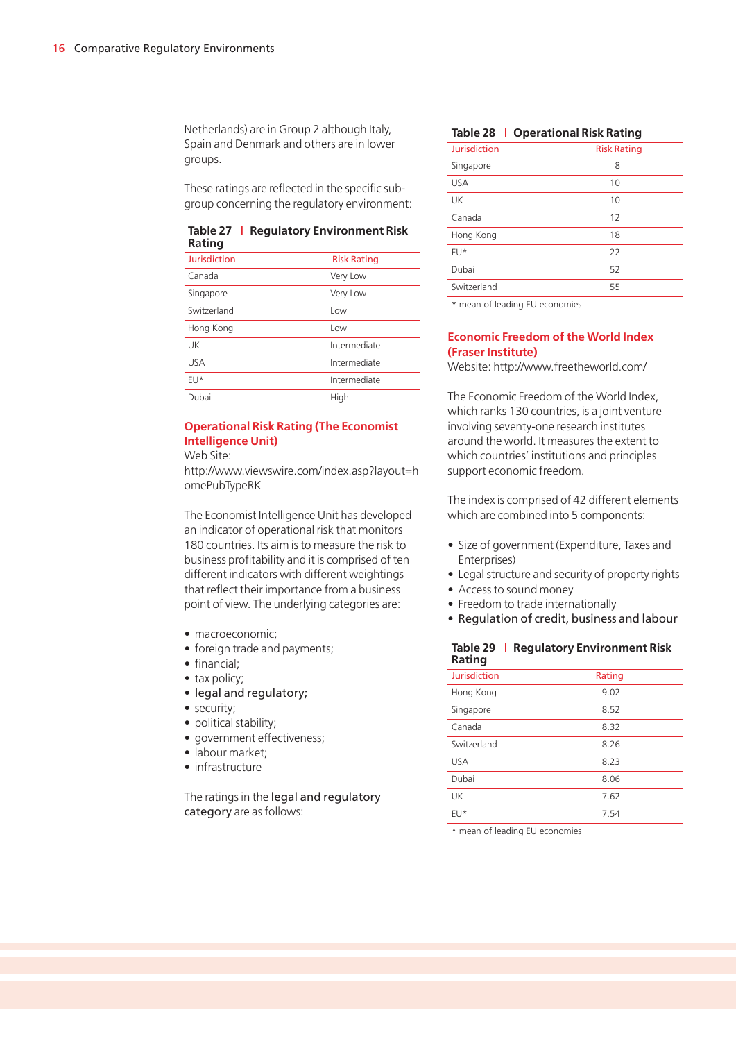Netherlands) are in Group 2 although Italy, Spain and Denmark and others are in lower groups.

These ratings are reflected in the specific sub-group concerning the regulatory environment:

**Table 27 | Regulatory Environment Risk Rating**

| Jurisdiction | Risk Rating |
|---|---|
| Canada | Very Low |
| Singapore | Very Low |
| Switzerland | Low |
| Hong Kong | Low |
| UK | Intermediate |
| USA | Intermediate |
| EU* | Intermediate |
| Dubai | High |

### Operational Risk Rating (The Economist Intelligence Unit)

Web Site:
http://www.viewswire.com/index.asp?layout=homePubTypeRK

The Economist Intelligence Unit has developed an indicator of operational risk that monitors 180 countries. Its aim is to measure the risk to business profitability and it is comprised of ten different indicators with different weightings that reflect their importance from a business point of view. The underlying categories are:

- macroeconomic;
- foreign trade and payments;
- financial;
- tax policy;
- **legal and regulatory;**
- security;
- political stability;
- government effectiveness;
- labour market;
- infrastructure

The ratings in the **legal and regulatory category** are as follows:

**Table 28 | Operational Risk Rating**

| Jurisdiction | Risk Rating |
|---|---|
| Singapore | 8 |
| USA | 10 |
| UK | 10 |
| Canada | 12 |
| Hong Kong | 18 |
| EU* | 22 |
| Dubai | 52 |
| Switzerland | 55 |

\* mean of leading EU economies

### Economic Freedom of the World Index (Fraser Institute)

Website: http://www.freetheworld.com/

The Economic Freedom of the World Index, which ranks 130 countries, is a joint venture involving seventy-one research institutes around the world. It measures the extent to which countries' institutions and principles support economic freedom.

The index is comprised of 42 different elements which are combined into 5 components:

- Size of government (Expenditure, Taxes and Enterprises)
- Legal structure and security of property rights
- Access to sound money
- Freedom to trade internationally
- **Regulation of credit, business and labour**

**Table 29 | Regulatory Environment Risk Rating**

| Jurisdiction | Rating |
|---|---|
| Hong Kong | 9.02 |
| Singapore | 8.52 |
| Canada | 8.32 |
| Switzerland | 8.26 |
| USA | 8.23 |
| Dubai | 8.06 |
| UK | 7.62 |
| EU* | 7.54 |

\* mean of leading EU economies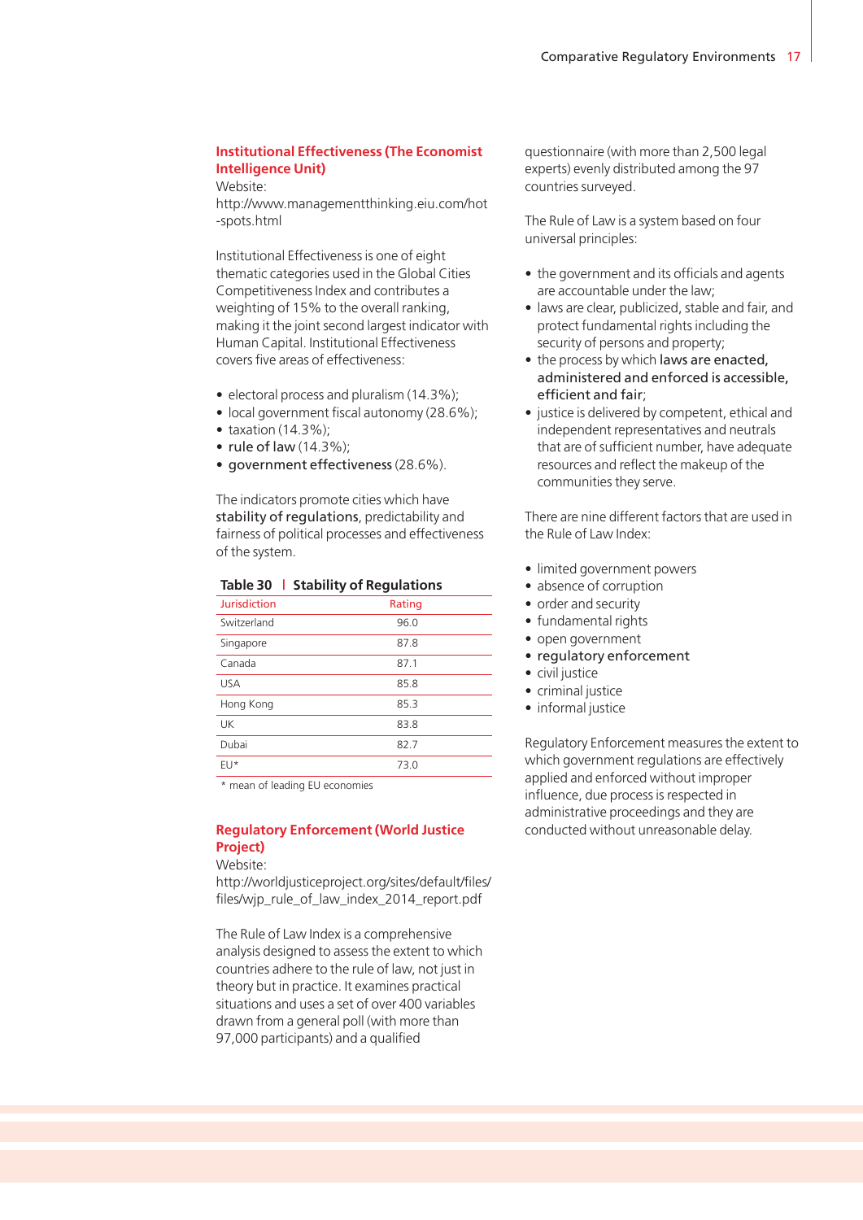### Institutional Effectiveness (The Economist Intelligence Unit)

Website:
http://www.managementthinking.eiu.com/hot-spots.html

Institutional Effectiveness is one of eight thematic categories used in the Global Cities Competitiveness Index and contributes a weighting of 15% to the overall ranking, making it the joint second largest indicator with Human Capital. Institutional Effectiveness covers five areas of effectiveness:

- electoral process and pluralism (14.3%);
- local government fiscal autonomy (28.6%);
- taxation (14.3%);
- **rule of law** (14.3%);
- **government effectiveness** (28.6%).

The indicators promote cities which have **stability of regulations**, predictability and fairness of political processes and effectiveness of the system.

**Table 30 | Stability of Regulations**

| Jurisdiction | Rating |
|---|---|
| Switzerland | 96.0 |
| Singapore | 87.8 |
| Canada | 87.1 |
| USA | 85.8 |
| Hong Kong | 85.3 |
| UK | 83.8 |
| Dubai | 82.7 |
| EU* | 73.0 |

\* mean of leading EU economies

### Regulatory Enforcement (World Justice Project)

Website:
http://worldjusticeproject.org/sites/default/files/files/wjp_rule_of_law_index_2014_report.pdf

The Rule of Law Index is a comprehensive analysis designed to assess the extent to which countries adhere to the rule of law, not just in theory but in practice. It examines practical situations and uses a set of over 400 variables drawn from a general poll (with more than 97,000 participants) and a qualified questionnaire (with more than 2,500 legal experts) evenly distributed among the 97 countries surveyed.

The Rule of Law is a system based on four universal principles:

- the government and its officials and agents are accountable under the law;
- laws are clear, publicized, stable and fair, and protect fundamental rights including the security of persons and property;
- the process by which **laws are enacted, administered and enforced is accessible, efficient and fair**;
- justice is delivered by competent, ethical and independent representatives and neutrals that are of sufficient number, have adequate resources and reflect the makeup of the communities they serve.

There are nine different factors that are used in the Rule of Law Index:

- limited government powers
- absence of corruption
- order and security
- fundamental rights
- open government
- **regulatory enforcement**
- civil justice
- criminal justice
- informal justice

Regulatory Enforcement measures the extent to which government regulations are effectively applied and enforced without improper influence, due process is respected in administrative proceedings and they are conducted without unreasonable delay.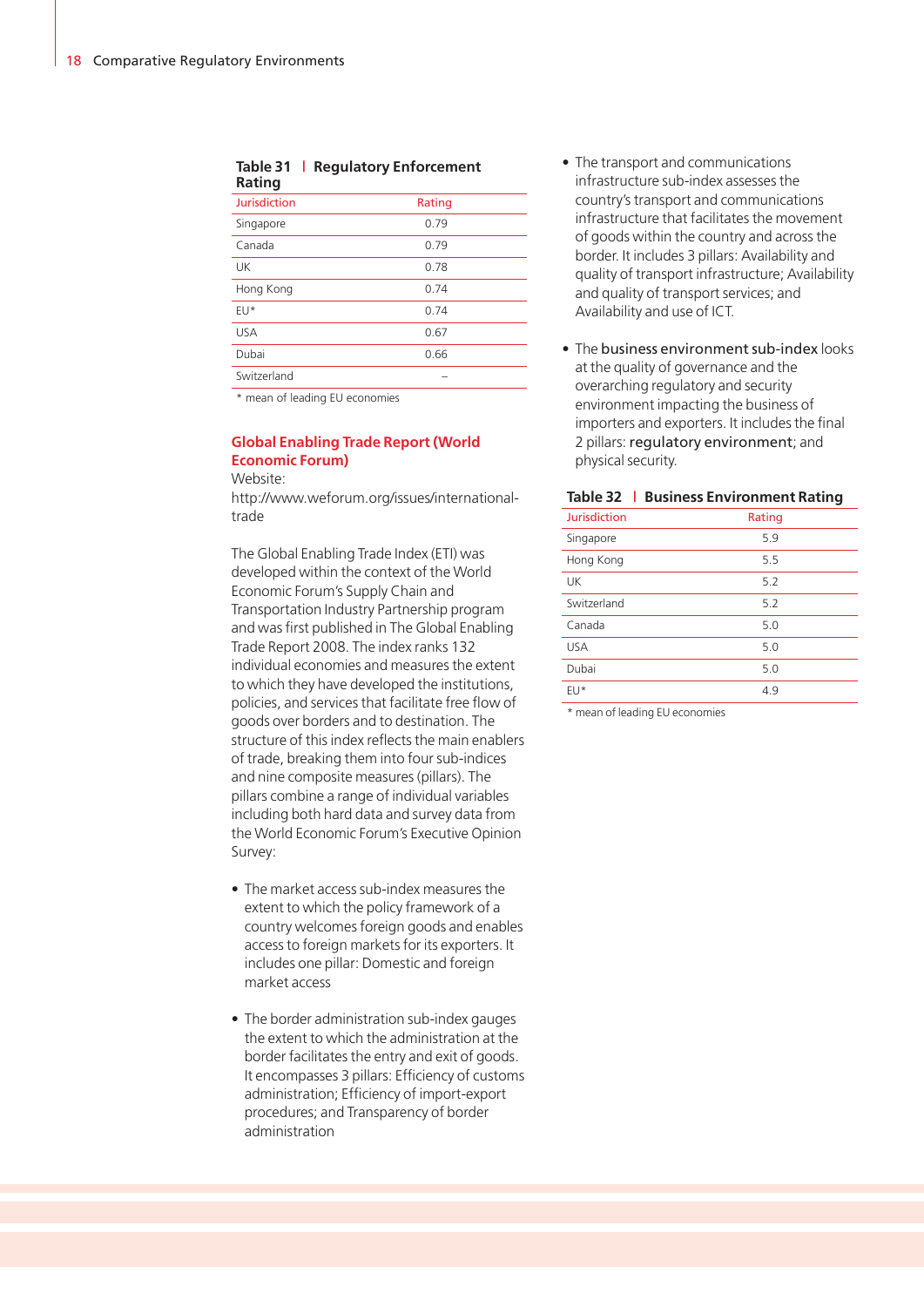**Table 31 | Regulatory Enforcement Rating**

| Jurisdiction | Rating |
|---|---|
| Singapore | 0.79 |
| Canada | 0.79 |
| UK | 0.78 |
| Hong Kong | 0.74 |
| EU* | 0.74 |
| USA | 0.67 |
| Dubai | 0.66 |
| Switzerland | – |

\* mean of leading EU economies

## Global Enabling Trade Report (World Economic Forum)

Website:
http://www.weforum.org/issues/international-trade

The Global Enabling Trade Index (ETI) was developed within the context of the World Economic Forum's Supply Chain and Transportation Industry Partnership program and was first published in The Global Enabling Trade Report 2008. The index ranks 132 individual economies and measures the extent to which they have developed the institutions, policies, and services that facilitate free flow of goods over borders and to destination. The structure of this index reflects the main enablers of trade, breaking them into four sub-indices and nine composite measures (pillars). The pillars combine a range of individual variables including both hard data and survey data from the World Economic Forum's Executive Opinion Survey:

- The market access sub-index measures the extent to which the policy framework of a country welcomes foreign goods and enables access to foreign markets for its exporters. It includes one pillar: Domestic and foreign market access

- The border administration sub-index gauges the extent to which the administration at the border facilitates the entry and exit of goods. It encompasses 3 pillars: Efficiency of customs administration; Efficiency of import-export procedures; and Transparency of border administration

- The transport and communications infrastructure sub-index assesses the country's transport and communications infrastructure that facilitates the movement of goods within the country and across the border. It includes 3 pillars: Availability and quality of transport infrastructure; Availability and quality of transport services; and Availability and use of ICT.

- The **business environment sub-index** looks at the quality of governance and the overarching regulatory and security environment impacting the business of importers and exporters. It includes the final 2 pillars: **regulatory environment**; and physical security.

**Table 32 | Business Environment Rating**

| Jurisdiction | Rating |
|---|---|
| Singapore | 5.9 |
| Hong Kong | 5.5 |
| UK | 5.2 |
| Switzerland | 5.2 |
| Canada | 5.0 |
| USA | 5.0 |
| Dubai | 5.0 |
| EU* | 4.9 |

\* mean of leading EU economies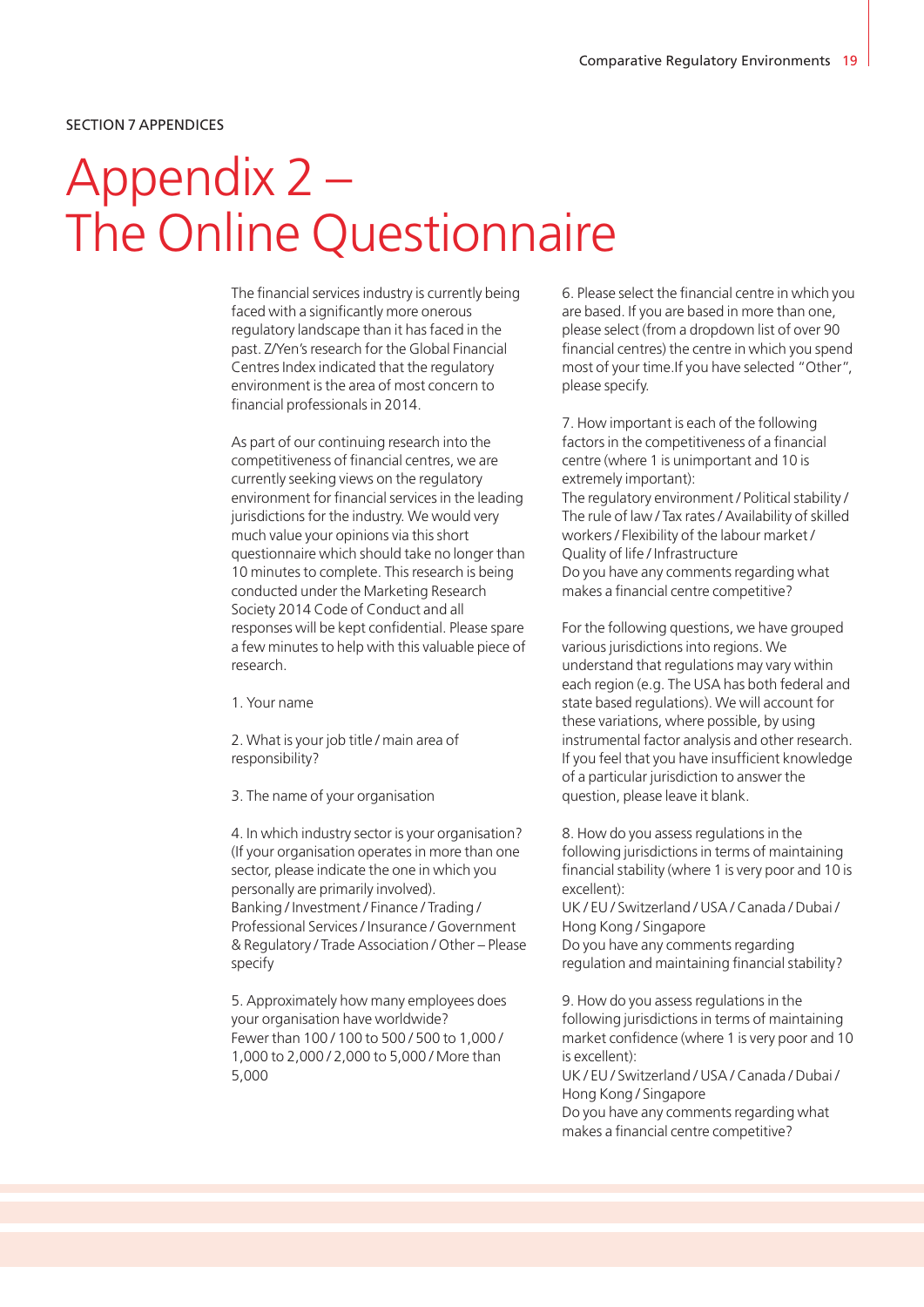SECTION 7 APPENDICES

# Appendix 2 – The Online Questionnaire

The financial services industry is currently being faced with a significantly more onerous regulatory landscape than it has faced in the past. Z/Yen's research for the Global Financial Centres Index indicated that the regulatory environment is the area of most concern to financial professionals in 2014.

As part of our continuing research into the competitiveness of financial centres, we are currently seeking views on the regulatory environment for financial services in the leading jurisdictions for the industry. We would very much value your opinions via this short questionnaire which should take no longer than 10 minutes to complete. This research is being conducted under the Marketing Research Society 2014 Code of Conduct and all responses will be kept confidential. Please spare a few minutes to help with this valuable piece of research.

1. Your name

2. What is your job title / main area of responsibility?

3. The name of your organisation

4. In which industry sector is your organisation? (If your organisation operates in more than one sector, please indicate the one in which you personally are primarily involved).
Banking / Investment / Finance / Trading / Professional Services / Insurance / Government & Regulatory / Trade Association / Other – Please specify

5. Approximately how many employees does your organisation have worldwide?
Fewer than 100 / 100 to 500 / 500 to 1,000 / 1,000 to 2,000 / 2,000 to 5,000 / More than 5,000

6. Please select the financial centre in which you are based. If you are based in more than one, please select (from a dropdown list of over 90 financial centres) the centre in which you spend most of your time.If you have selected "Other", please specify.

7. How important is each of the following factors in the competitiveness of a financial centre (where 1 is unimportant and 10 is extremely important):
The regulatory environment / Political stability / The rule of law / Tax rates / Availability of skilled workers / Flexibility of the labour market / Quality of life / Infrastructure
Do you have any comments regarding what makes a financial centre competitive?

For the following questions, we have grouped various jurisdictions into regions. We understand that regulations may vary within each region (e.g. The USA has both federal and state based regulations). We will account for these variations, where possible, by using instrumental factor analysis and other research. If you feel that you have insufficient knowledge of a particular jurisdiction to answer the question, please leave it blank.

8. How do you assess regulations in the following jurisdictions in terms of maintaining financial stability (where 1 is very poor and 10 is excellent):
UK / EU / Switzerland / USA / Canada / Dubai / Hong Kong / Singapore
Do you have any comments regarding regulation and maintaining financial stability?

9. How do you assess regulations in the following jurisdictions in terms of maintaining market confidence (where 1 is very poor and 10 is excellent):
UK / EU / Switzerland / USA / Canada / Dubai / Hong Kong / Singapore
Do you have any comments regarding what makes a financial centre competitive?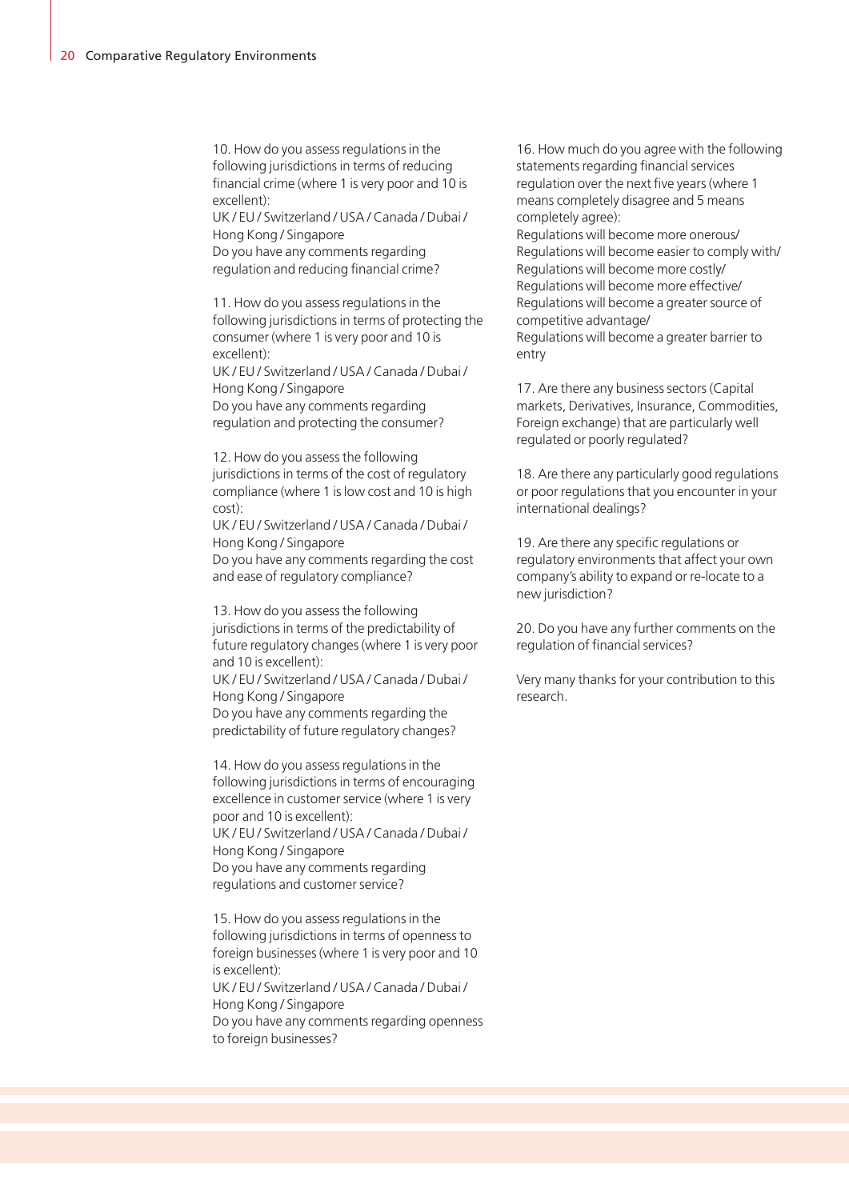10. How do you assess regulations in the following jurisdictions in terms of reducing financial crime (where 1 is very poor and 10 is excellent):
UK / EU / Switzerland / USA / Canada / Dubai / Hong Kong / Singapore
Do you have any comments regarding regulation and reducing financial crime?

11. How do you assess regulations in the following jurisdictions in terms of protecting the consumer (where 1 is very poor and 10 is excellent):
UK / EU / Switzerland / USA / Canada / Dubai / Hong Kong / Singapore
Do you have any comments regarding regulation and protecting the consumer?

12. How do you assess the following jurisdictions in terms of the cost of regulatory compliance (where 1 is low cost and 10 is high cost):
UK / EU / Switzerland / USA / Canada / Dubai / Hong Kong / Singapore
Do you have any comments regarding the cost and ease of regulatory compliance?

13. How do you assess the following jurisdictions in terms of the predictability of future regulatory changes (where 1 is very poor and 10 is excellent):
UK / EU / Switzerland / USA / Canada / Dubai / Hong Kong / Singapore
Do you have any comments regarding the predictability of future regulatory changes?

14. How do you assess regulations in the following jurisdictions in terms of encouraging excellence in customer service (where 1 is very poor and 10 is excellent):
UK / EU / Switzerland / USA / Canada / Dubai / Hong Kong / Singapore
Do you have any comments regarding regulations and customer service?

15. How do you assess regulations in the following jurisdictions in terms of openness to foreign businesses (where 1 is very poor and 10 is excellent):
UK / EU / Switzerland / USA / Canada / Dubai / Hong Kong / Singapore
Do you have any comments regarding openness to foreign businesses?

16. How much do you agree with the following statements regarding financial services regulation over the next five years (where 1 means completely disagree and 5 means completely agree):
Regulations will become more onerous/
Regulations will become easier to comply with/
Regulations will become more costly/
Regulations will become more effective/
Regulations will become a greater source of competitive advantage/
Regulations will become a greater barrier to entry

17. Are there any business sectors (Capital markets, Derivatives, Insurance, Commodities, Foreign exchange) that are particularly well regulated or poorly regulated?

18. Are there any particularly good regulations or poor regulations that you encounter in your international dealings?

19. Are there any specific regulations or regulatory environments that affect your own company's ability to expand or re-locate to a new jurisdiction?

20. Do you have any further comments on the regulation of financial services?

Very many thanks for your contribution to this research.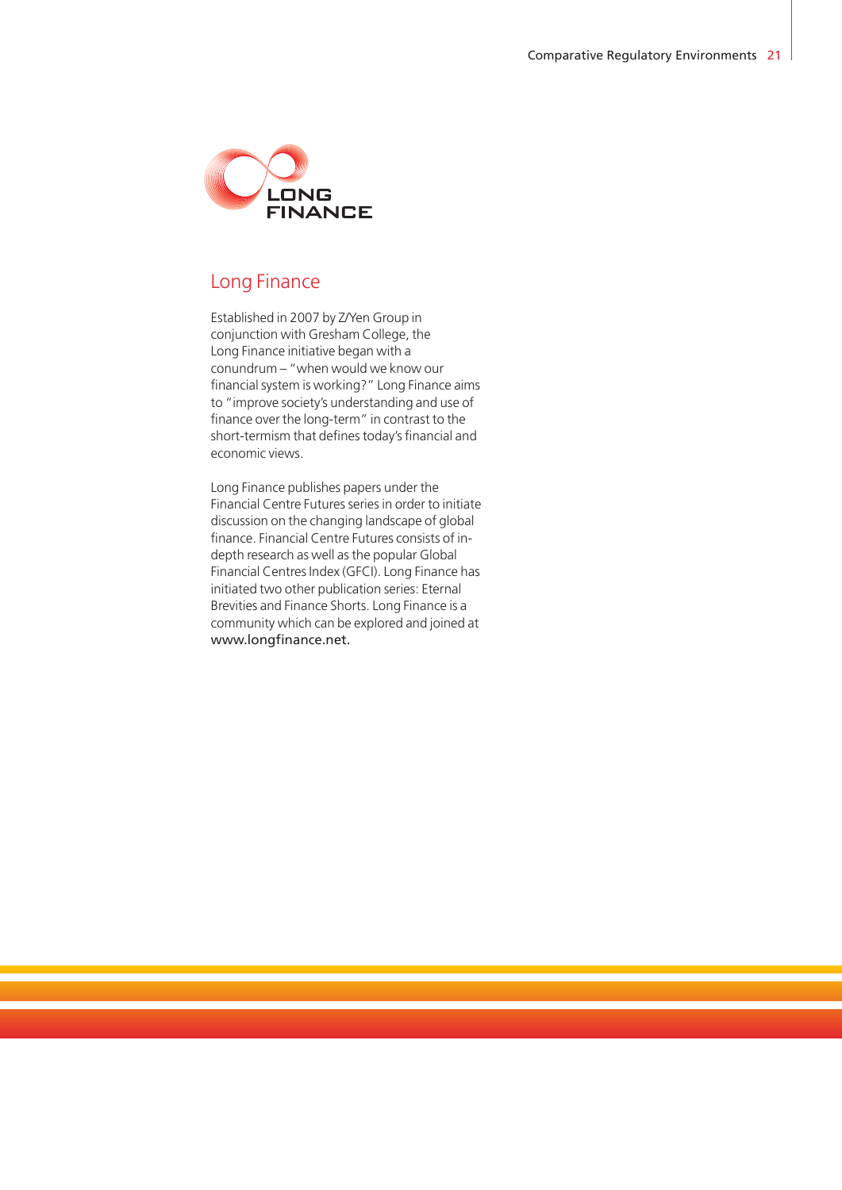## Long Finance

Established in 2007 by Z/Yen Group in conjunction with Gresham College, the Long Finance initiative began with a conundrum – "when would we know our financial system is working?" Long Finance aims to "improve society's understanding and use of finance over the long-term" in contrast to the short-termism that defines today's financial and economic views.

Long Finance publishes papers under the Financial Centre Futures series in order to initiate discussion on the changing landscape of global finance. Financial Centre Futures consists of in-depth research as well as the popular Global Financial Centres Index (GFCI). Long Finance has initiated two other publication series: Eternal Brevities and Finance Shorts. Long Finance is a community which can be explored and joined at www.longfinance.net.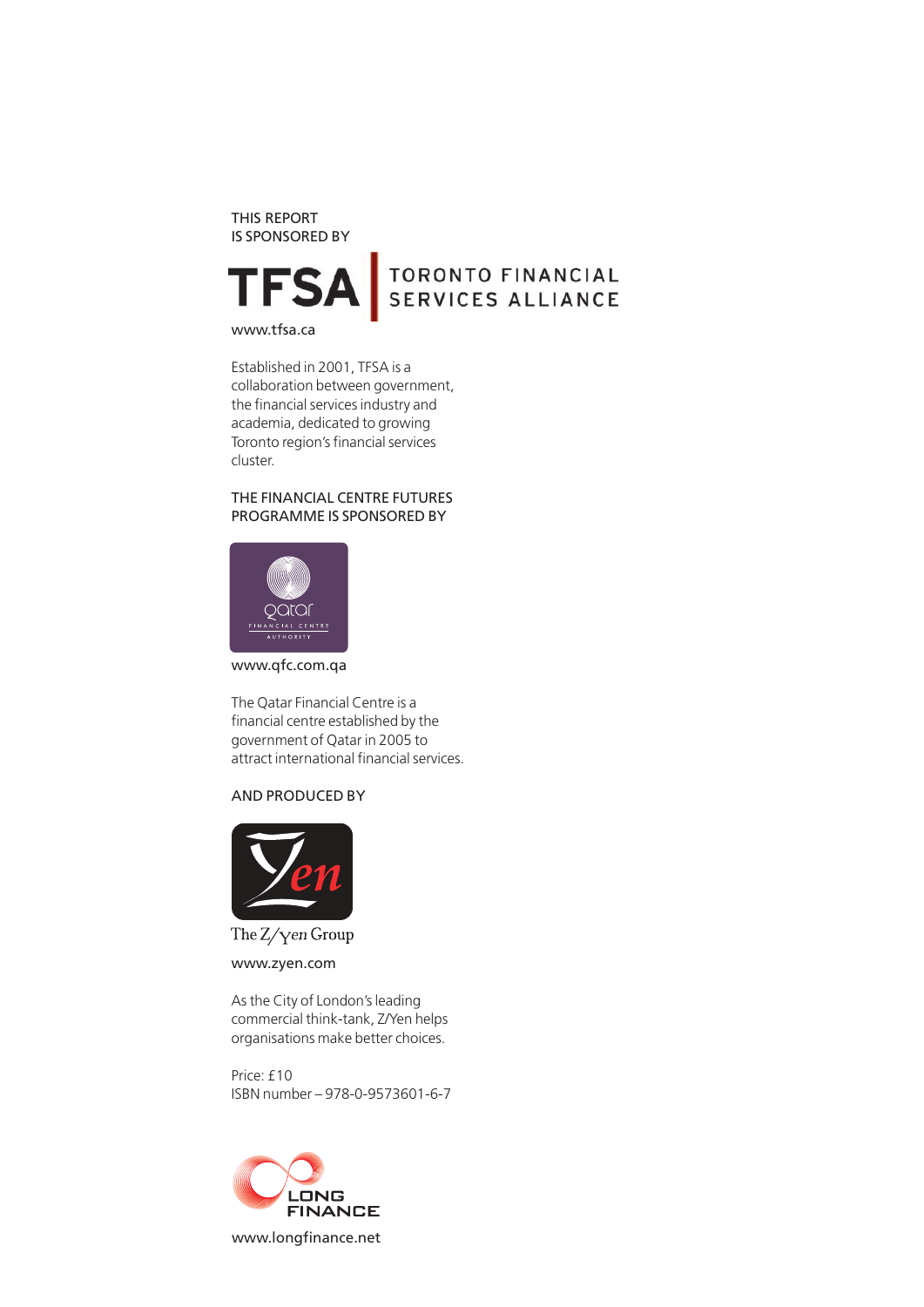THIS REPORT
IS SPONSORED BY

TFSA | TORONTO FINANCIAL SERVICES ALLIANCE

www.tfsa.ca

Established in 2001, TFSA is a collaboration between government, the financial services industry and academia, dedicated to growing Toronto region's financial services cluster.

THE FINANCIAL CENTRE FUTURES
PROGRAMME IS SPONSORED BY

qatar FINANCIAL CENTRE AUTHORITY

www.qfc.com.qa

The Qatar Financial Centre is a financial centre established by the government of Qatar in 2005 to attract international financial services.

AND PRODUCED BY

The Z/Yen Group

www.zyen.com

As the City of London's leading commercial think-tank, Z/Yen helps organisations make better choices.

Price: £10
ISBN number – 978-0-9573601-6-7

LONG FINANCE

www.longfinance.net